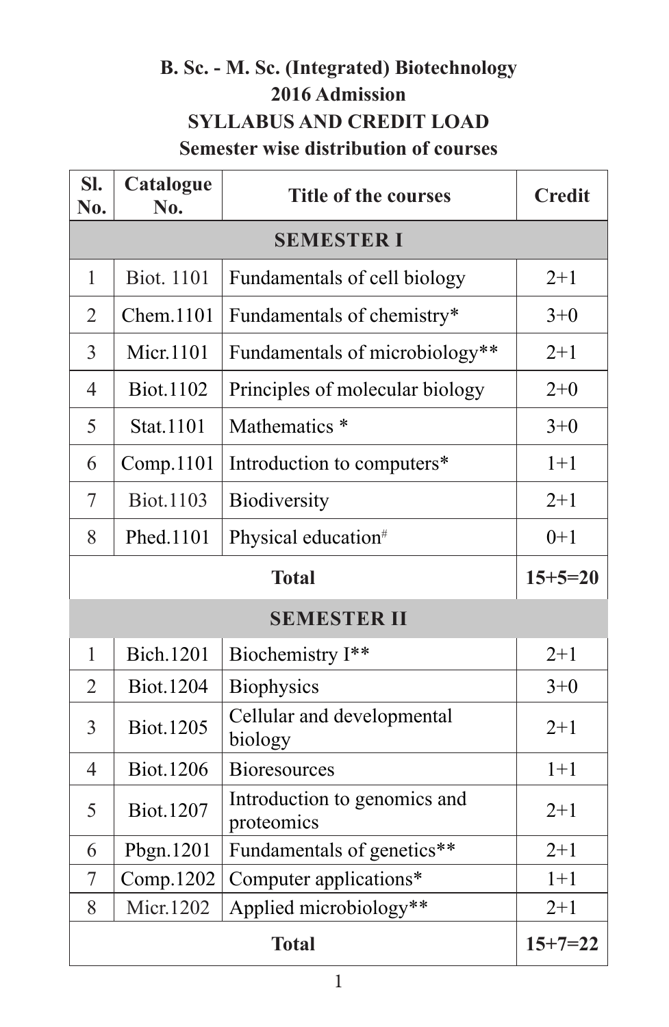# B. Sc. - M. Sc. (Integrated) Biotechnology
## 2016 Admission
## SYLLABUS AND CREDIT LOAD
### Semester wise distribution of courses

| Sl. No. | Catalogue No. | Title of the courses | Credit |
|---|---|---|---|
| **SEMESTER I** | | | |
| 1 | Biot. 1101 | Fundamentals of cell biology | 2+1 |
| 2 | Chem.1101 | Fundamentals of chemistry* | 3+0 |
| 3 | Micr.1101 | Fundamentals of microbiology** | 2+1 |
| 4 | Biot.1102 | Principles of molecular biology | 2+0 |
| 5 | Stat.1101 | Mathematics * | 3+0 |
| 6 | Comp.1101 | Introduction to computers* | 1+1 |
| 7 | Biot.1103 | Biodiversity | 2+1 |
| 8 | Phed.1101 | Physical education# | 0+1 |
| **Total** | | | **15+5=20** |
| **SEMESTER II** | | | |
| 1 | Bich.1201 | Biochemistry I** | 2+1 |
| 2 | Biot.1204 | Biophysics | 3+0 |
| 3 | Biot.1205 | Cellular and developmental biology | 2+1 |
| 4 | Biot.1206 | Bioresources | 1+1 |
| 5 | Biot.1207 | Introduction to genomics and proteomics | 2+1 |
| 6 | Pbgn.1201 | Fundamentals of genetics** | 2+1 |
| 7 | Comp.1202 | Computer applications* | 1+1 |
| 8 | Micr.1202 | Applied microbiology** | 2+1 |
| **Total** | | | **15+7=22** |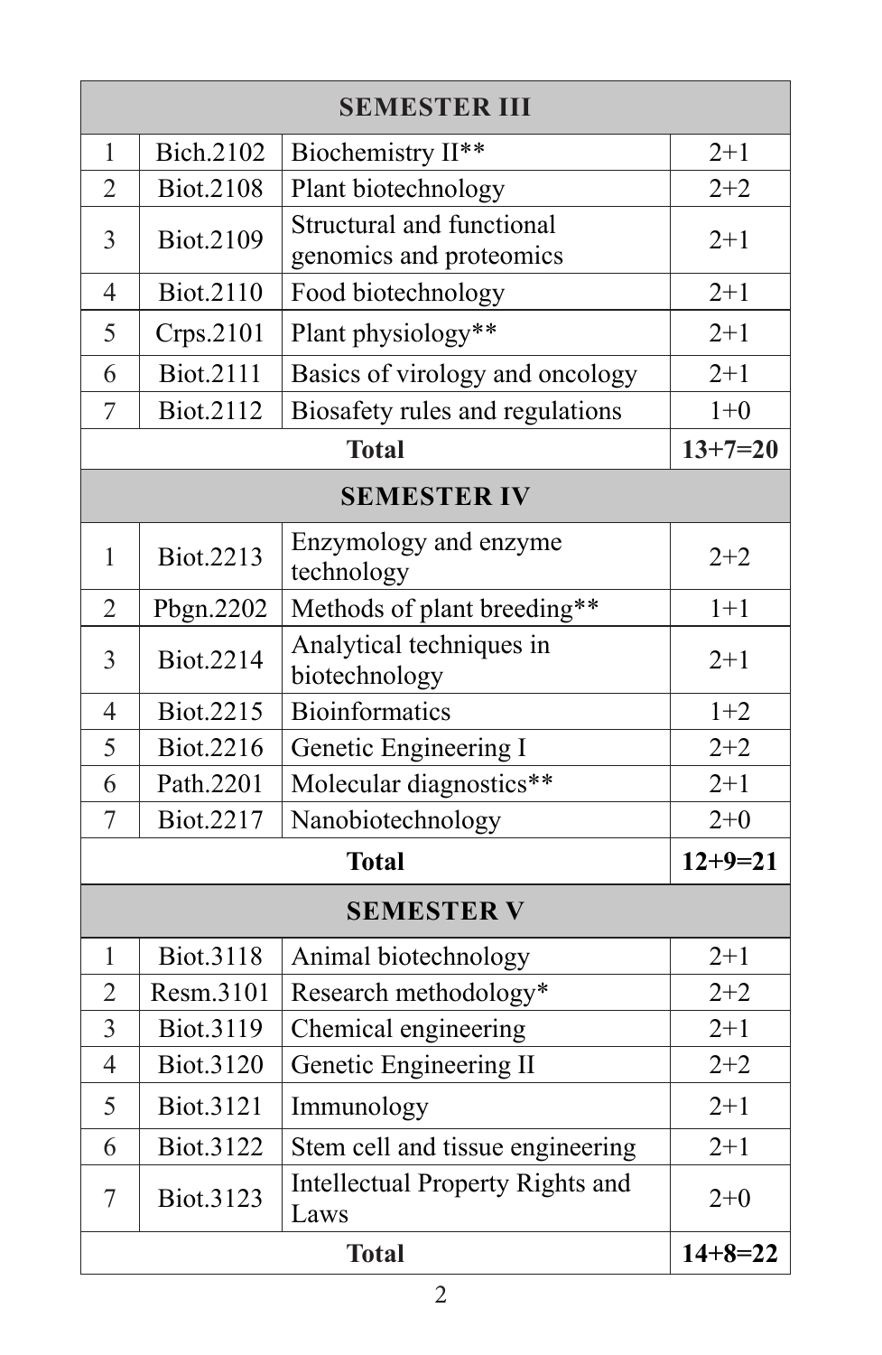| | | | |
|---|---|---|---|
| **SEMESTER III** | | | |
| 1 | Bich.2102 | Biochemistry II** | 2+1 |
| 2 | Biot.2108 | Plant biotechnology | 2+2 |
| 3 | Biot.2109 | Structural and functional genomics and proteomics | 2+1 |
| 4 | Biot.2110 | Food biotechnology | 2+1 |
| 5 | Crps.2101 | Plant physiology** | 2+1 |
| 6 | Biot.2111 | Basics of virology and oncology | 2+1 |
| 7 | Biot.2112 | Biosafety rules and regulations | 1+0 |
| **Total** | | | **13+7=20** |
| **SEMESTER IV** | | | |
| 1 | Biot.2213 | Enzymology and enzyme technology | 2+2 |
| 2 | Pbgn.2202 | Methods of plant breeding** | 1+1 |
| 3 | Biot.2214 | Analytical techniques in biotechnology | 2+1 |
| 4 | Biot.2215 | Bioinformatics | 1+2 |
| 5 | Biot.2216 | Genetic Engineering I | 2+2 |
| 6 | Path.2201 | Molecular diagnostics** | 2+1 |
| 7 | Biot.2217 | Nanobiotechnology | 2+0 |
| **Total** | | | **12+9=21** |
| **SEMESTER V** | | | |
| 1 | Biot.3118 | Animal biotechnology | 2+1 |
| 2 | Resm.3101 | Research methodology* | 2+2 |
| 3 | Biot.3119 | Chemical engineering | 2+1 |
| 4 | Biot.3120 | Genetic Engineering II | 2+2 |
| 5 | Biot.3121 | Immunology | 2+1 |
| 6 | Biot.3122 | Stem cell and tissue engineering | 2+1 |
| 7 | Biot.3123 | Intellectual Property Rights and Laws | 2+0 |
| **Total** | | | **14+8=22** |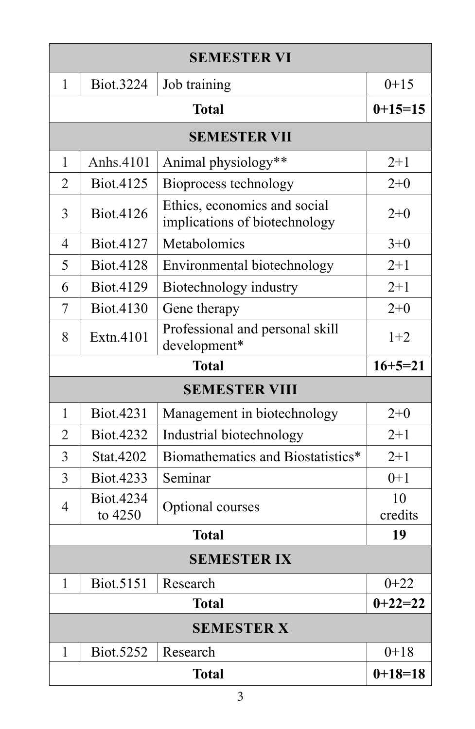| | | | |
|---|---|---|---|
| **SEMESTER VI** | | | |
| 1 | Biot.3224 | Job training | 0+15 |
| **Total** | | | **0+15=15** |
| **SEMESTER VII** | | | |
| 1 | Anhs.4101 | Animal physiology** | 2+1 |
| 2 | Biot.4125 | Bioprocess technology | 2+0 |
| 3 | Biot.4126 | Ethics, economics and social implications of biotechnology | 2+0 |
| 4 | Biot.4127 | Metabolomics | 3+0 |
| 5 | Biot.4128 | Environmental biotechnology | 2+1 |
| 6 | Biot.4129 | Biotechnology industry | 2+1 |
| 7 | Biot.4130 | Gene therapy | 2+0 |
| 8 | Extn.4101 | Professional and personal skill development* | 1+2 |
| **Total** | | | **16+5=21** |
| **SEMESTER VIII** | | | |
| 1 | Biot.4231 | Management in biotechnology | 2+0 |
| 2 | Biot.4232 | Industrial biotechnology | 2+1 |
| 3 | Stat.4202 | Biomathematics and Biostatistics* | 2+1 |
| 3 | Biot.4233 | Seminar | 0+1 |
| 4 | Biot.4234 to 4250 | Optional courses | 10 credits |
| **Total** | | | **19** |
| **SEMESTER IX** | | | |
| 1 | Biot.5151 | Research | 0+22 |
| **Total** | | | **0+22=22** |
| **SEMESTER X** | | | |
| 1 | Biot.5252 | Research | 0+18 |
| **Total** | | | **0+18=18** |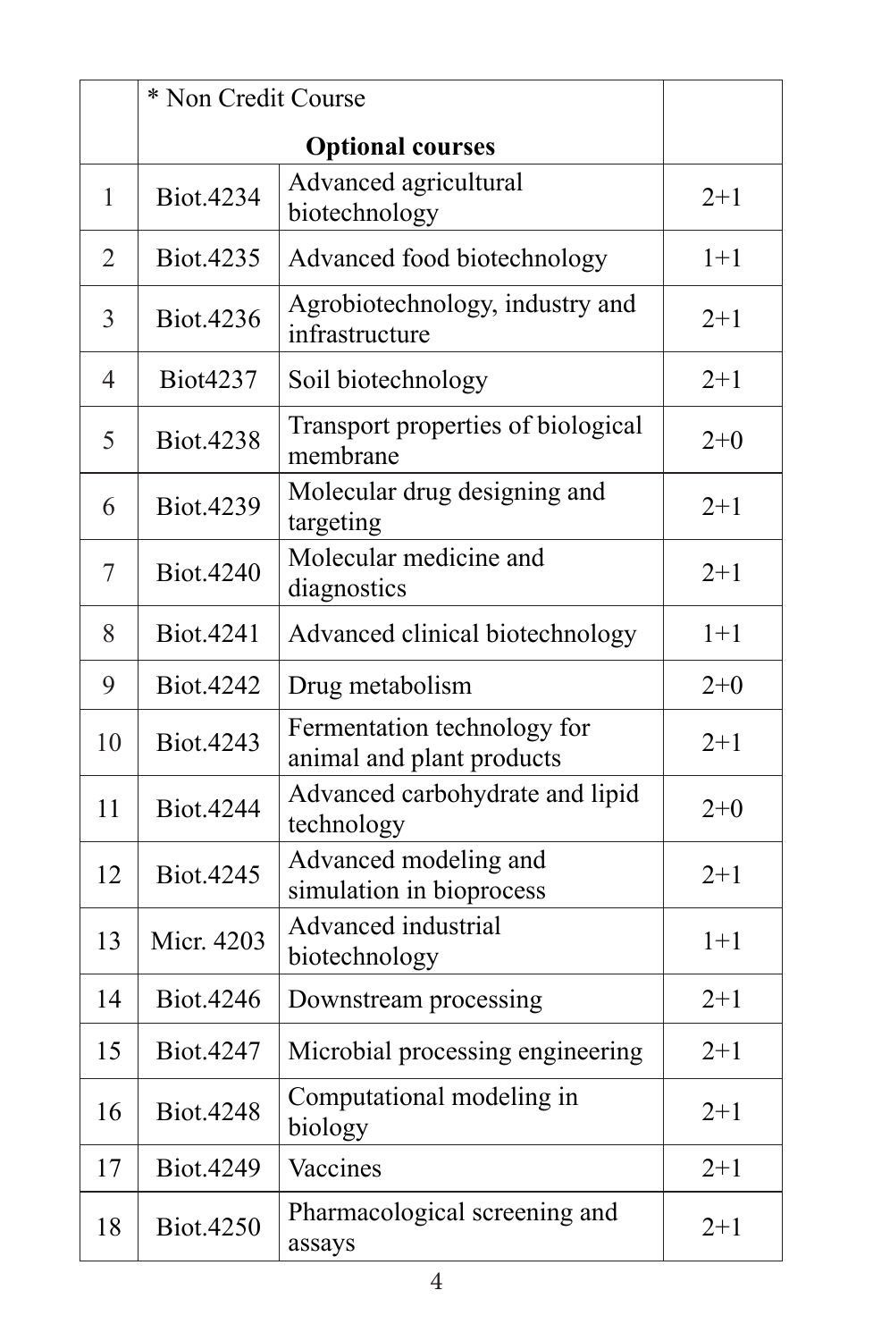| | | | |
|---|---|---|---|
| | * Non Credit Course | | |
| | **Optional courses** | | |
| 1 | Biot.4234 | Advanced agricultural biotechnology | 2+1 |
| 2 | Biot.4235 | Advanced food biotechnology | 1+1 |
| 3 | Biot.4236 | Agrobiotechnology, industry and infrastructure | 2+1 |
| 4 | Biot4237 | Soil biotechnology | 2+1 |
| 5 | Biot.4238 | Transport properties of biological membrane | 2+0 |
| 6 | Biot.4239 | Molecular drug designing and targeting | 2+1 |
| 7 | Biot.4240 | Molecular medicine and diagnostics | 2+1 |
| 8 | Biot.4241 | Advanced clinical biotechnology | 1+1 |
| 9 | Biot.4242 | Drug metabolism | 2+0 |
| 10 | Biot.4243 | Fermentation technology for animal and plant products | 2+1 |
| 11 | Biot.4244 | Advanced carbohydrate and lipid technology | 2+0 |
| 12 | Biot.4245 | Advanced modeling and simulation in bioprocess | 2+1 |
| 13 | Micr. 4203 | Advanced industrial biotechnology | 1+1 |
| 14 | Biot.4246 | Downstream processing | 2+1 |
| 15 | Biot.4247 | Microbial processing engineering | 2+1 |
| 16 | Biot.4248 | Computational modeling in biology | 2+1 |
| 17 | Biot.4249 | Vaccines | 2+1 |
| 18 | Biot.4250 | Pharmacological screening and assays | 2+1 |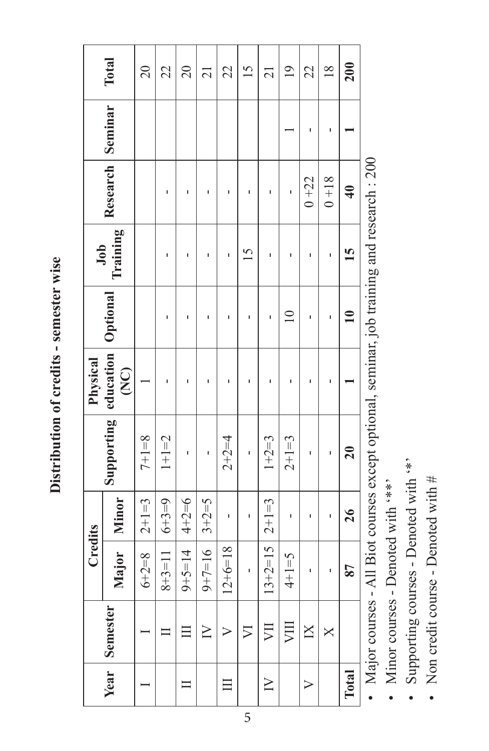## Distribution of credits - semester wise

| Year | Semester | Credits | | Supporting | Physical education (NC) | Optional | Job Training | Research | Seminar | Total |
|---|---|---|---|---|---|---|---|---|---|---|
| | | Major | Minor | | | | | | | |
| I | I | 6+2=8 | 2+1=3 | 7+1=8 | 1 | | | | | 20 |
| | II | 8+3=11 | 6+3=9 | 1+1=2 | - | - | - | - | | 22 |
| II | III | 9+5=14 | 4+2=6 | - | - | - | - | - | | 20 |
| | IV | 9+7=16 | 3+2=5 | - | - | - | - | - | | 21 |
| III | V | 12+6=18 | - | 2+2=4 | - | - | - | - | | 22 |
| | VI | - | - | - | - | - | 15 | - | | 15 |
| IV | VII | 13+2=15 | 2+1=3 | 1+2=3 | - | - | - | - | | 21 |
| | VIII | 4+1=5 | - | 2+1=3 | - | 10 | - | - | 1 | 19 |
| V | IX | - | - | - | - | - | - | 0 +22 | - | 22 |
| | X | - | - | - | - | - | - | 0 +18 | - | 18 |
| **Total** | | **87** | **26** | **20** | **1** | **10** | **15** | **40** | **1** | **200** |

- Major courses - All Biot courses except optional, seminar, job training and research : 200
- Minor courses - Denoted with '**'
- Supporting courses - Denoted with '*'
- Non credit course - Denoted with #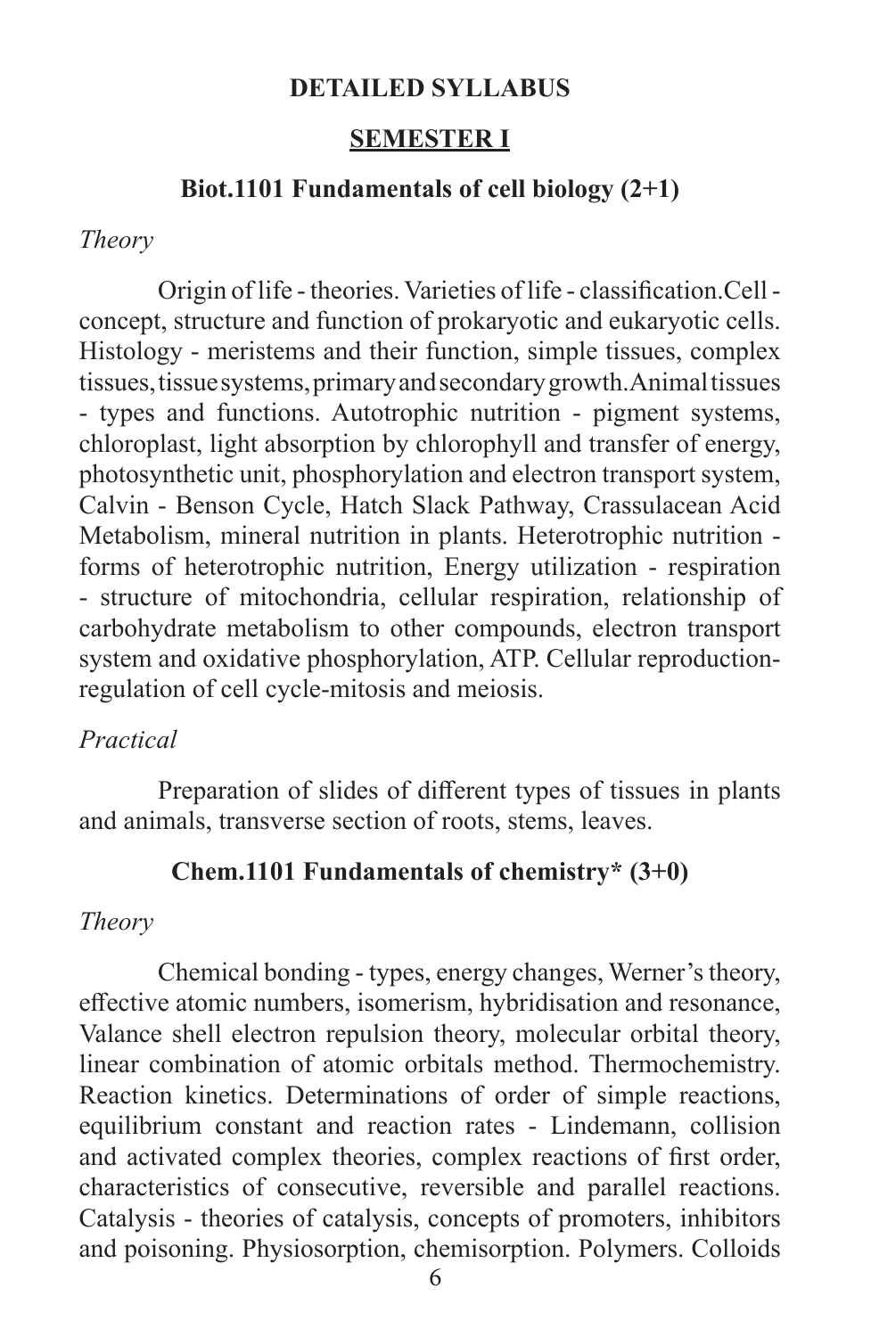## DETAILED SYLLABUS

## SEMESTER I

### Biot.1101 Fundamentals of cell biology (2+1)

*Theory*

Origin of life - theories. Varieties of life - classification.Cell - concept, structure and function of prokaryotic and eukaryotic cells. Histology - meristems and their function, simple tissues, complex tissues, tissue systems, primary and secondary growth. Animal tissues - types and functions. Autotrophic nutrition - pigment systems, chloroplast, light absorption by chlorophyll and transfer of energy, photosynthetic unit, phosphorylation and electron transport system, Calvin - Benson Cycle, Hatch Slack Pathway, Crassulacean Acid Metabolism, mineral nutrition in plants. Heterotrophic nutrition - forms of heterotrophic nutrition, Energy utilization - respiration - structure of mitochondria, cellular respiration, relationship of carbohydrate metabolism to other compounds, electron transport system and oxidative phosphorylation, ATP. Cellular reproduction-regulation of cell cycle-mitosis and meiosis.

*Practical*

Preparation of slides of different types of tissues in plants and animals, transverse section of roots, stems, leaves.

### Chem.1101 Fundamentals of chemistry* (3+0)

*Theory*

Chemical bonding - types, energy changes, Werner's theory, effective atomic numbers, isomerism, hybridisation and resonance, Valance shell electron repulsion theory, molecular orbital theory, linear combination of atomic orbitals method. Thermochemistry. Reaction kinetics. Determinations of order of simple reactions, equilibrium constant and reaction rates - Lindemann, collision and activated complex theories, complex reactions of first order, characteristics of consecutive, reversible and parallel reactions. Catalysis - theories of catalysis, concepts of promoters, inhibitors and poisoning. Physiosorption, chemisorption. Polymers. Colloids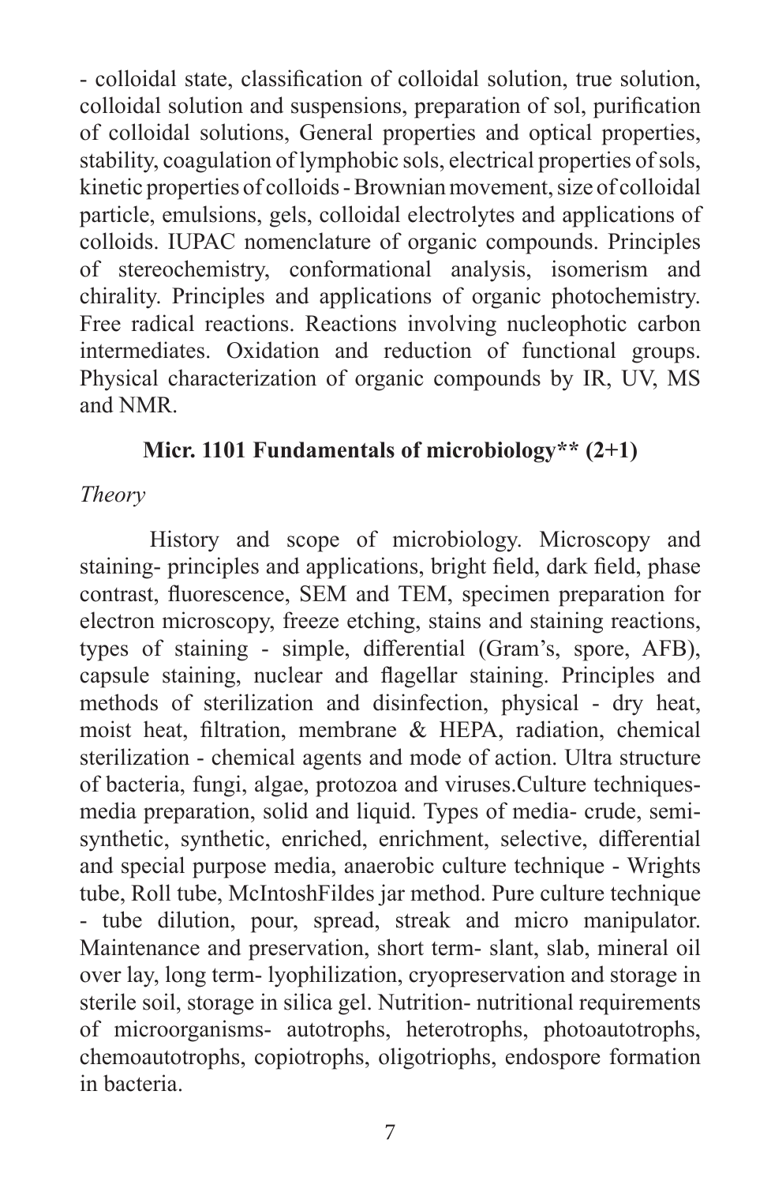- colloidal state, classification of colloidal solution, true solution, colloidal solution and suspensions, preparation of sol, purification of colloidal solutions, General properties and optical properties, stability, coagulation of lymphobic sols, electrical properties of sols, kinetic properties of colloids - Brownian movement, size of colloidal particle, emulsions, gels, colloidal electrolytes and applications of colloids. IUPAC nomenclature of organic compounds. Principles of stereochemistry, conformational analysis, isomerism and chirality. Principles and applications of organic photochemistry. Free radical reactions. Reactions involving nucleophotic carbon intermediates. Oxidation and reduction of functional groups. Physical characterization of organic compounds by IR, UV, MS and NMR.

### Micr. 1101 Fundamentals of microbiology** (2+1)

*Theory*

History and scope of microbiology. Microscopy and staining- principles and applications, bright field, dark field, phase contrast, fluorescence, SEM and TEM, specimen preparation for electron microscopy, freeze etching, stains and staining reactions, types of staining - simple, differential (Gram's, spore, AFB), capsule staining, nuclear and flagellar staining. Principles and methods of sterilization and disinfection, physical - dry heat, moist heat, filtration, membrane & HEPA, radiation, chemical sterilization - chemical agents and mode of action. Ultra structure of bacteria, fungi, algae, protozoa and viruses.Culture techniques- media preparation, solid and liquid. Types of media- crude, semi-synthetic, synthetic, enriched, enrichment, selective, differential and special purpose media, anaerobic culture technique - Wrights tube, Roll tube, McIntoshFildes jar method. Pure culture technique - tube dilution, pour, spread, streak and micro manipulator. Maintenance and preservation, short term- slant, slab, mineral oil over lay, long term- lyophilization, cryopreservation and storage in sterile soil, storage in silica gel. Nutrition- nutritional requirements of microorganisms- autotrophs, heterotrophs, photoautotrophs, chemoautotrophs, copiotrophs, oligotriophs, endospore formation in bacteria.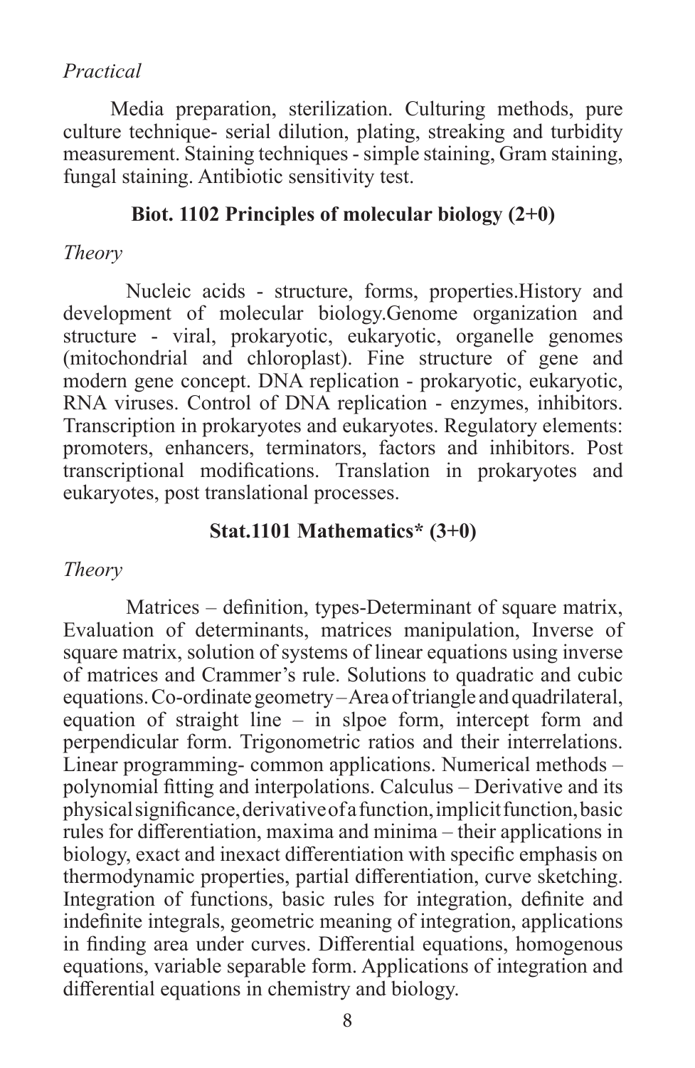*Practical*

Media preparation, sterilization. Culturing methods, pure culture technique- serial dilution, plating, streaking and turbidity measurement. Staining techniques - simple staining, Gram staining, fungal staining. Antibiotic sensitivity test.

### Biot. 1102 Principles of molecular biology (2+0)

*Theory*

Nucleic acids - structure, forms, properties.History and development of molecular biology.Genome organization and structure - viral, prokaryotic, eukaryotic, organelle genomes (mitochondrial and chloroplast). Fine structure of gene and modern gene concept. DNA replication - prokaryotic, eukaryotic, RNA viruses. Control of DNA replication - enzymes, inhibitors. Transcription in prokaryotes and eukaryotes. Regulatory elements: promoters, enhancers, terminators, factors and inhibitors. Post transcriptional modifications. Translation in prokaryotes and eukaryotes, post translational processes.

### Stat.1101 Mathematics* (3+0)

*Theory*

Matrices – definition, types-Determinant of square matrix, Evaluation of determinants, matrices manipulation, Inverse of square matrix, solution of systems of linear equations using inverse of matrices and Crammer's rule. Solutions to quadratic and cubic equations. Co-ordinate geometry – Area of triangle and quadrilateral, equation of straight line – in slpoe form, intercept form and perpendicular form. Trigonometric ratios and their interrelations. Linear programming- common applications. Numerical methods – polynomial fitting and interpolations. Calculus – Derivative and its physical significance, derivative of a function, implicit function, basic rules for differentiation, maxima and minima – their applications in biology, exact and inexact differentiation with specific emphasis on thermodynamic properties, partial differentiation, curve sketching. Integration of functions, basic rules for integration, definite and indefinite integrals, geometric meaning of integration, applications in finding area under curves. Differential equations, homogenous equations, variable separable form. Applications of integration and differential equations in chemistry and biology.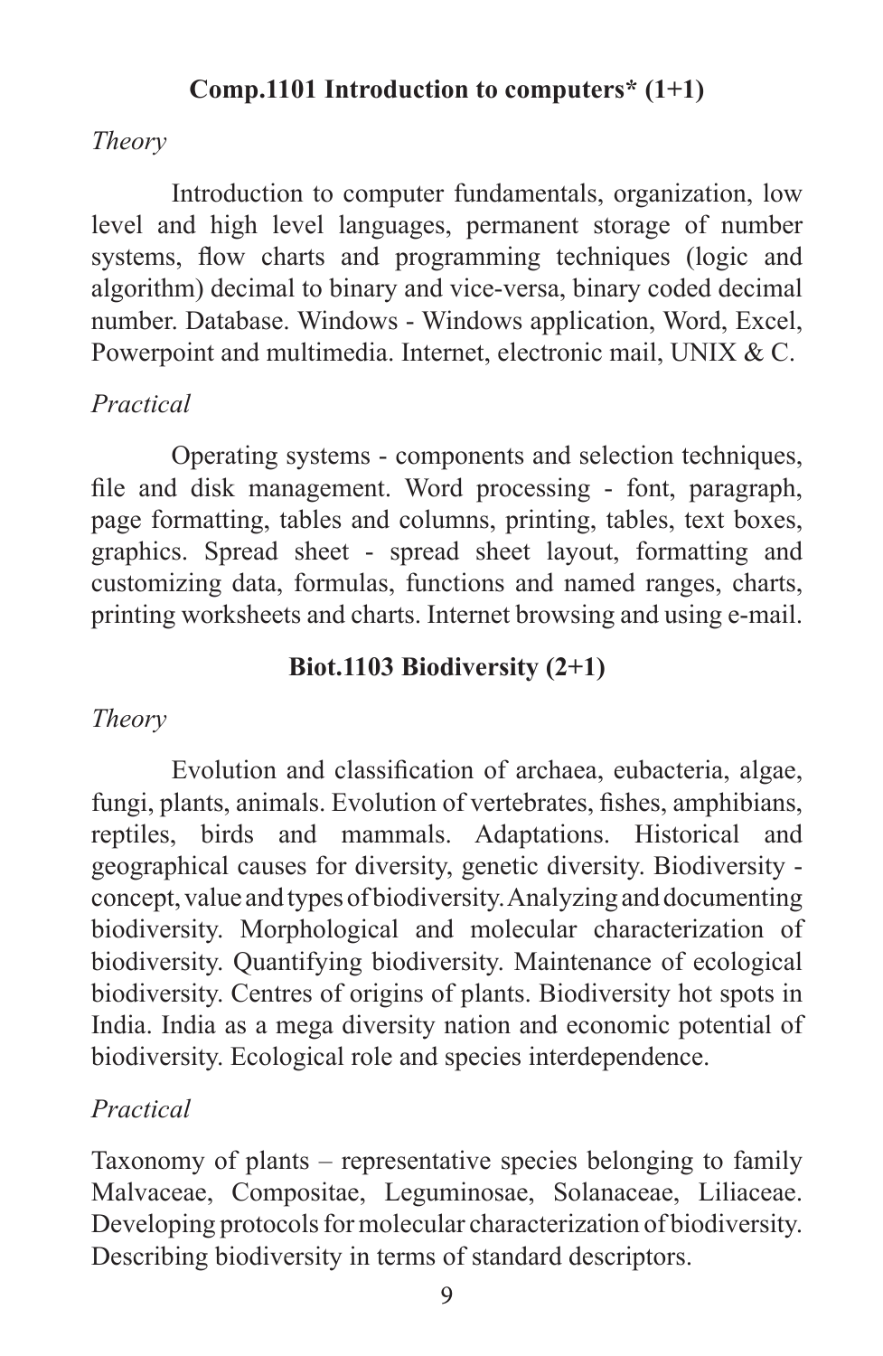## Comp.1101 Introduction to computers* (1+1)

*Theory*

Introduction to computer fundamentals, organization, low level and high level languages, permanent storage of number systems, flow charts and programming techniques (logic and algorithm) decimal to binary and vice-versa, binary coded decimal number. Database. Windows - Windows application, Word, Excel, Powerpoint and multimedia. Internet, electronic mail, UNIX & C.

*Practical*

Operating systems - components and selection techniques, file and disk management. Word processing - font, paragraph, page formatting, tables and columns, printing, tables, text boxes, graphics. Spread sheet - spread sheet layout, formatting and customizing data, formulas, functions and named ranges, charts, printing worksheets and charts. Internet browsing and using e-mail.

## Biot.1103 Biodiversity (2+1)

*Theory*

Evolution and classification of archaea, eubacteria, algae, fungi, plants, animals. Evolution of vertebrates, fishes, amphibians, reptiles, birds and mammals. Adaptations. Historical and geographical causes for diversity, genetic diversity. Biodiversity - concept, value and types of biodiversity. Analyzing and documenting biodiversity. Morphological and molecular characterization of biodiversity. Quantifying biodiversity. Maintenance of ecological biodiversity. Centres of origins of plants. Biodiversity hot spots in India. India as a mega diversity nation and economic potential of biodiversity. Ecological role and species interdependence.

*Practical*

Taxonomy of plants – representative species belonging to family Malvaceae, Compositae, Leguminosae, Solanaceae, Liliaceae. Developing protocols for molecular characterization of biodiversity. Describing biodiversity in terms of standard descriptors.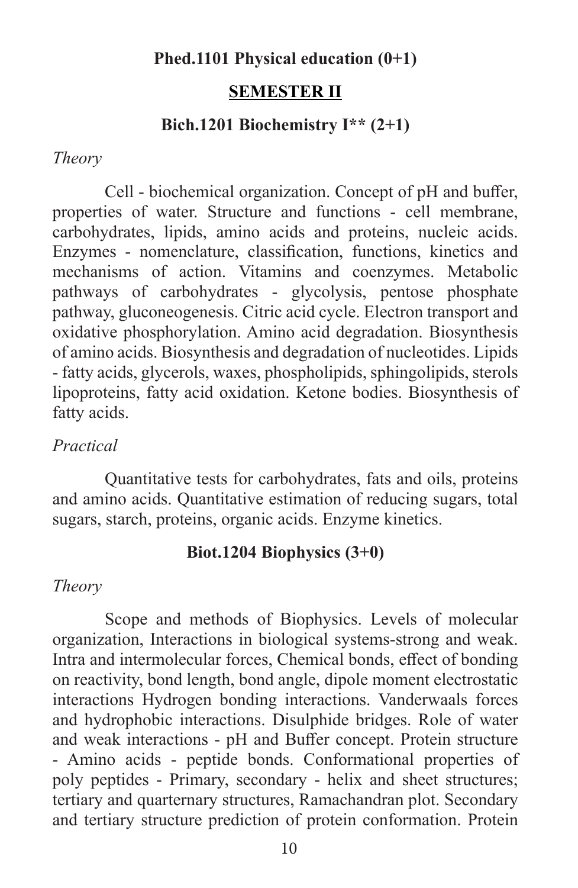**Phed.1101 Physical education (0+1)**

## SEMESTER II

### Bich.1201 Biochemistry I** (2+1)

*Theory*

Cell - biochemical organization. Concept of pH and buffer, properties of water. Structure and functions - cell membrane, carbohydrates, lipids, amino acids and proteins, nucleic acids. Enzymes - nomenclature, classification, functions, kinetics and mechanisms of action. Vitamins and coenzymes. Metabolic pathways of carbohydrates - glycolysis, pentose phosphate pathway, gluconeogenesis. Citric acid cycle. Electron transport and oxidative phosphorylation. Amino acid degradation. Biosynthesis of amino acids. Biosynthesis and degradation of nucleotides. Lipids - fatty acids, glycerols, waxes, phospholipids, sphingolipids, sterols lipoproteins, fatty acid oxidation. Ketone bodies. Biosynthesis of fatty acids.

*Practical*

Quantitative tests for carbohydrates, fats and oils, proteins and amino acids. Quantitative estimation of reducing sugars, total sugars, starch, proteins, organic acids. Enzyme kinetics.

### Biot.1204 Biophysics (3+0)

*Theory*

Scope and methods of Biophysics. Levels of molecular organization, Interactions in biological systems-strong and weak. Intra and intermolecular forces, Chemical bonds, effect of bonding on reactivity, bond length, bond angle, dipole moment electrostatic interactions Hydrogen bonding interactions. Vanderwaals forces and hydrophobic interactions. Disulphide bridges. Role of water and weak interactions - pH and Buffer concept. Protein structure - Amino acids - peptide bonds. Conformational properties of poly peptides - Primary, secondary - helix and sheet structures; tertiary and quarternary structures, Ramachandran plot. Secondary and tertiary structure prediction of protein conformation. Protein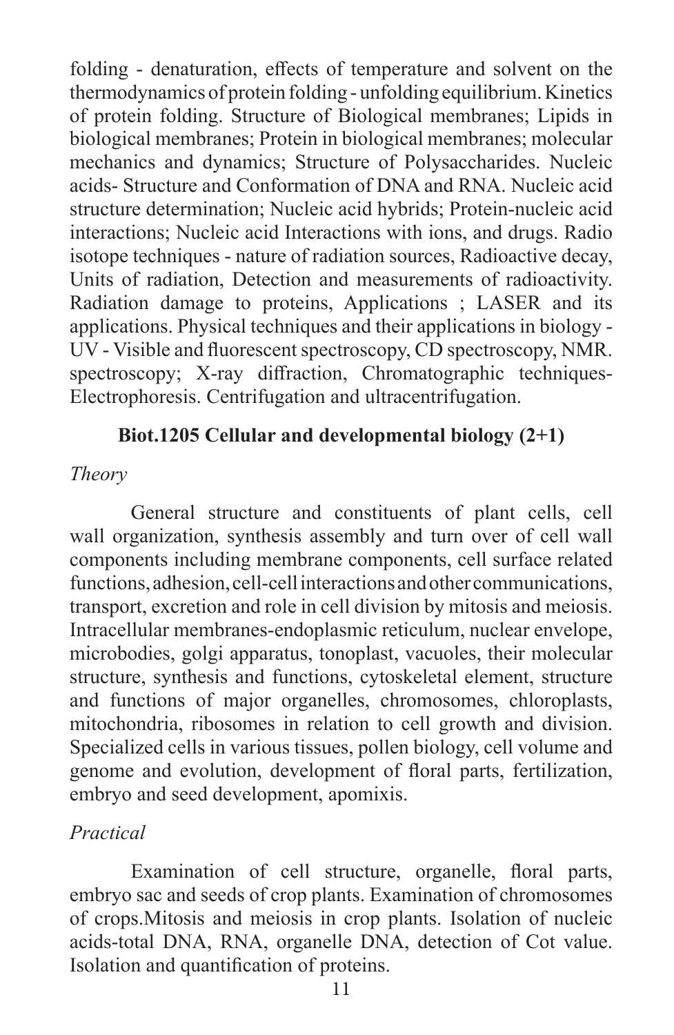folding - denaturation, effects of temperature and solvent on the thermodynamics of protein folding - unfolding equilibrium. Kinetics of protein folding. Structure of Biological membranes; Lipids in biological membranes; Protein in biological membranes; molecular mechanics and dynamics; Structure of Polysaccharides. Nucleic acids- Structure and Conformation of DNA and RNA. Nucleic acid structure determination; Nucleic acid hybrids; Protein-nucleic acid interactions; Nucleic acid Interactions with ions, and drugs. Radio isotope techniques - nature of radiation sources, Radioactive decay, Units of radiation, Detection and measurements of radioactivity. Radiation damage to proteins, Applications ; LASER and its applications. Physical techniques and their applications in biology - UV - Visible and fluorescent spectroscopy, CD spectroscopy, NMR. spectroscopy; X-ray diffraction, Chromatographic techniques- Electrophoresis. Centrifugation and ultracentrifugation.

### Biot.1205 Cellular and developmental biology (2+1)

*Theory*

General structure and constituents of plant cells, cell wall organization, synthesis assembly and turn over of cell wall components including membrane components, cell surface related functions, adhesion, cell-cell interactions and other communications, transport, excretion and role in cell division by mitosis and meiosis. Intracellular membranes-endoplasmic reticulum, nuclear envelope, microbodies, golgi apparatus, tonoplast, vacuoles, their molecular structure, synthesis and functions, cytoskeletal element, structure and functions of major organelles, chromosomes, chloroplasts, mitochondria, ribosomes in relation to cell growth and division. Specialized cells in various tissues, pollen biology, cell volume and genome and evolution, development of floral parts, fertilization, embryo and seed development, apomixis.

*Practical*

Examination of cell structure, organelle, floral parts, embryo sac and seeds of crop plants. Examination of chromosomes of crops.Mitosis and meiosis in crop plants. Isolation of nucleic acids-total DNA, RNA, organelle DNA, detection of Cot value. Isolation and quantification of proteins.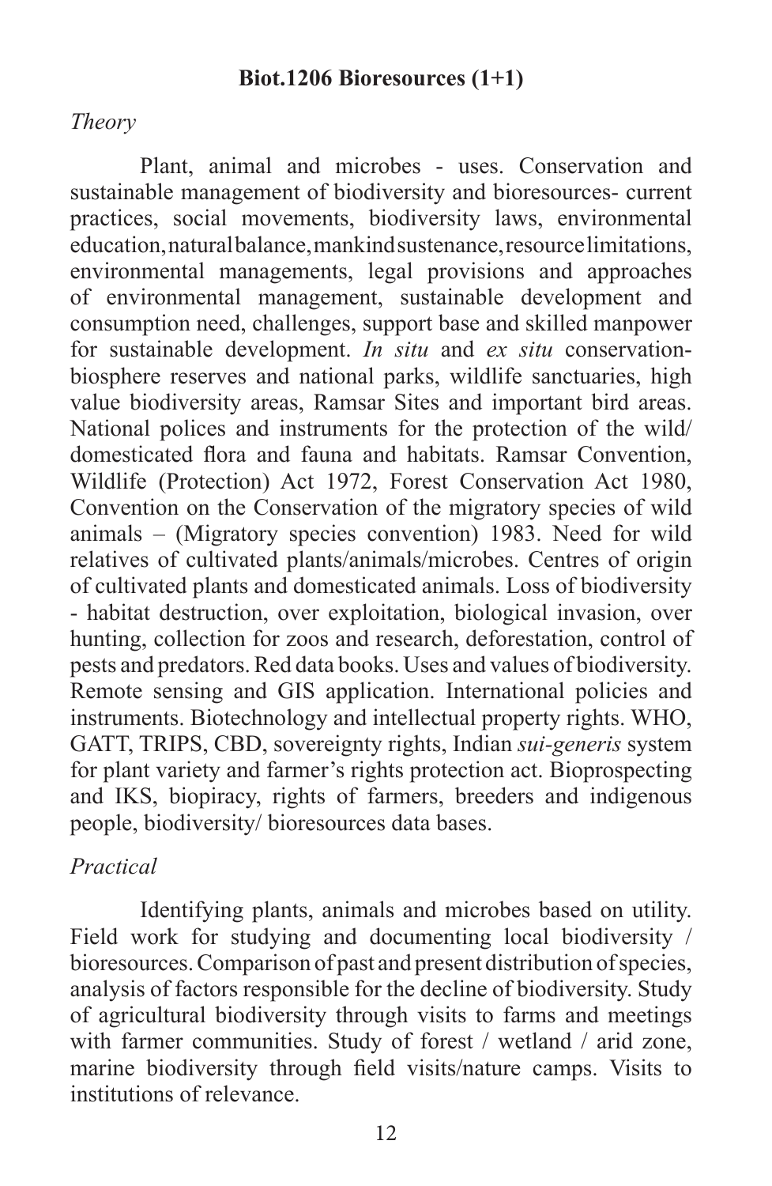## Biot.1206 Bioresources (1+1)

*Theory*

Plant, animal and microbes - uses. Conservation and sustainable management of biodiversity and bioresources- current practices, social movements, biodiversity laws, environmental education, natural balance, mankind sustenance, resource limitations, environmental managements, legal provisions and approaches of environmental management, sustainable development and consumption need, challenges, support base and skilled manpower for sustainable development. *In situ* and *ex situ* conservation-biosphere reserves and national parks, wildlife sanctuaries, high value biodiversity areas, Ramsar Sites and important bird areas. National polices and instruments for the protection of the wild/ domesticated flora and fauna and habitats. Ramsar Convention, Wildlife (Protection) Act 1972, Forest Conservation Act 1980, Convention on the Conservation of the migratory species of wild animals – (Migratory species convention) 1983. Need for wild relatives of cultivated plants/animals/microbes. Centres of origin of cultivated plants and domesticated animals. Loss of biodiversity - habitat destruction, over exploitation, biological invasion, over hunting, collection for zoos and research, deforestation, control of pests and predators. Red data books. Uses and values of biodiversity. Remote sensing and GIS application. International policies and instruments. Biotechnology and intellectual property rights. WHO, GATT, TRIPS, CBD, sovereignty rights, Indian *sui-generis* system for plant variety and farmer's rights protection act. Bioprospecting and IKS, biopiracy, rights of farmers, breeders and indigenous people, biodiversity/ bioresources data bases.

*Practical*

Identifying plants, animals and microbes based on utility. Field work for studying and documenting local biodiversity / bioresources. Comparison of past and present distribution of species, analysis of factors responsible for the decline of biodiversity. Study of agricultural biodiversity through visits to farms and meetings with farmer communities. Study of forest / wetland / arid zone, marine biodiversity through field visits/nature camps. Visits to institutions of relevance.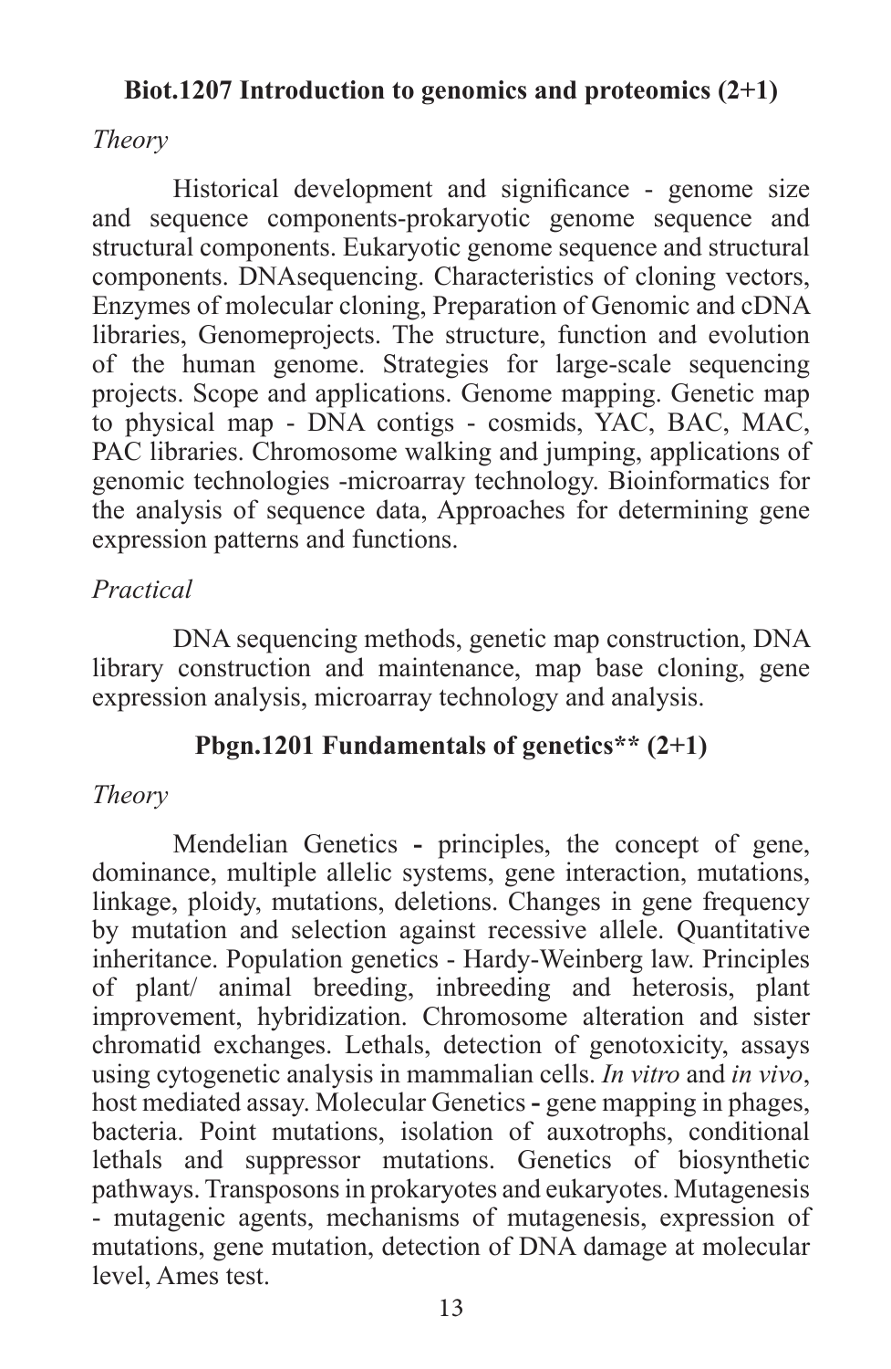### Biot.1207 Introduction to genomics and proteomics (2+1)

*Theory*

Historical development and significance - genome size and sequence components-prokaryotic genome sequence and structural components. Eukaryotic genome sequence and structural components. DNAsequencing. Characteristics of cloning vectors, Enzymes of molecular cloning, Preparation of Genomic and cDNA libraries, Genomeprojects. The structure, function and evolution of the human genome. Strategies for large-scale sequencing projects. Scope and applications. Genome mapping. Genetic map to physical map - DNA contigs - cosmids, YAC, BAC, MAC, PAC libraries. Chromosome walking and jumping, applications of genomic technologies -microarray technology. Bioinformatics for the analysis of sequence data, Approaches for determining gene expression patterns and functions.

*Practical*

DNA sequencing methods, genetic map construction, DNA library construction and maintenance, map base cloning, gene expression analysis, microarray technology and analysis.

### Pbgn.1201 Fundamentals of genetics** (2+1)

*Theory*

Mendelian Genetics **-** principles, the concept of gene, dominance, multiple allelic systems, gene interaction, mutations, linkage, ploidy, mutations, deletions. Changes in gene frequency by mutation and selection against recessive allele. Quantitative inheritance. Population genetics - Hardy-Weinberg law. Principles of plant/ animal breeding, inbreeding and heterosis, plant improvement, hybridization. Chromosome alteration and sister chromatid exchanges. Lethals, detection of genotoxicity, assays using cytogenetic analysis in mammalian cells. *In vitro* and *in vivo*, host mediated assay. Molecular Genetics **-** gene mapping in phages, bacteria. Point mutations, isolation of auxotrophs, conditional lethals and suppressor mutations. Genetics of biosynthetic pathways. Transposons in prokaryotes and eukaryotes. Mutagenesis - mutagenic agents, mechanisms of mutagenesis, expression of mutations, gene mutation, detection of DNA damage at molecular level, Ames test.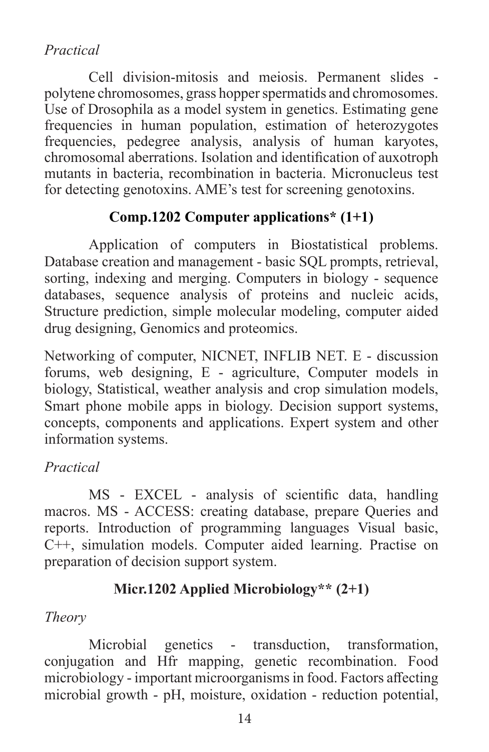*Practical*

Cell division-mitosis and meiosis. Permanent slides - polytene chromosomes, grass hopper spermatids and chromosomes. Use of Drosophila as a model system in genetics. Estimating gene frequencies in human population, estimation of heterozygotes frequencies, pedegree analysis, analysis of human karyotes, chromosomal aberrations. Isolation and identification of auxotroph mutants in bacteria, recombination in bacteria. Micronucleus test for detecting genotoxins. AME's test for screening genotoxins.

### Comp.1202 Computer applications* (1+1)

Application of computers in Biostatistical problems. Database creation and management - basic SQL prompts, retrieval, sorting, indexing and merging. Computers in biology - sequence databases, sequence analysis of proteins and nucleic acids, Structure prediction, simple molecular modeling, computer aided drug designing, Genomics and proteomics.

Networking of computer, NICNET, INFLIB NET. E - discussion forums, web designing, E - agriculture, Computer models in biology, Statistical, weather analysis and crop simulation models, Smart phone mobile apps in biology. Decision support systems, concepts, components and applications. Expert system and other information systems.

*Practical*

MS - EXCEL - analysis of scientific data, handling macros. MS - ACCESS: creating database, prepare Queries and reports. Introduction of programming languages Visual basic, C++, simulation models. Computer aided learning. Practise on preparation of decision support system.

### Micr.1202 Applied Microbiology** (2+1)

*Theory*

Microbial genetics - transduction, transformation, conjugation and Hfr mapping, genetic recombination. Food microbiology - important microorganisms in food. Factors affecting microbial growth - pH, moisture, oxidation - reduction potential,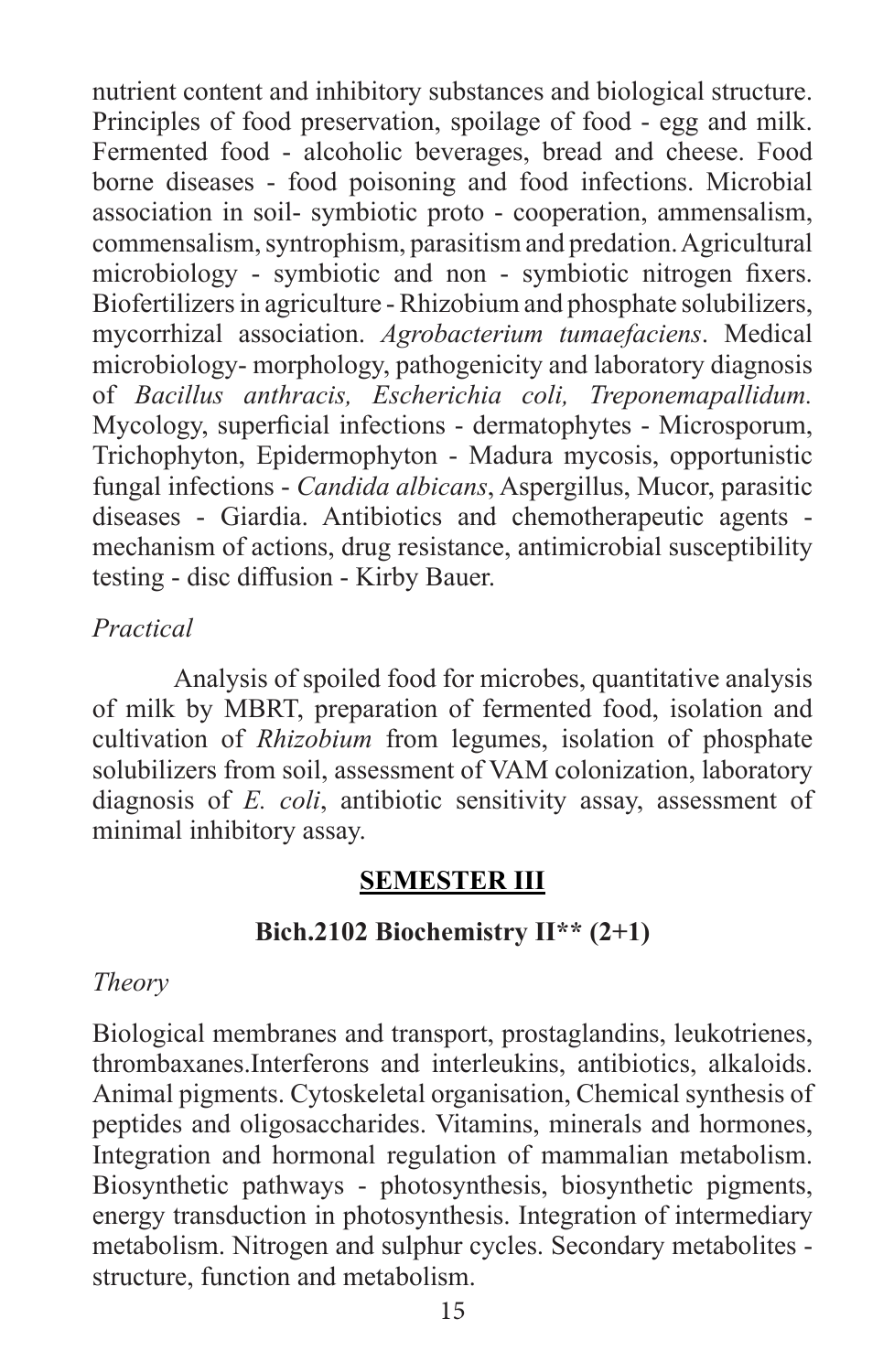nutrient content and inhibitory substances and biological structure. Principles of food preservation, spoilage of food - egg and milk. Fermented food - alcoholic beverages, bread and cheese. Food borne diseases - food poisoning and food infections. Microbial association in soil- symbiotic proto - cooperation, ammensalism, commensalism, syntrophism, parasitism and predation. Agricultural microbiology - symbiotic and non - symbiotic nitrogen fixers. Biofertilizers in agriculture - Rhizobium and phosphate solubilizers, mycorrhizal association. *Agrobacterium tumaefaciens*. Medical microbiology- morphology, pathogenicity and laboratory diagnosis of *Bacillus anthracis, Escherichia coli, Treponemapallidum.* Mycology, superficial infections - dermatophytes - Microsporum, Trichophyton, Epidermophyton - Madura mycosis, opportunistic fungal infections - *Candida albicans*, Aspergillus, Mucor, parasitic diseases - Giardia. Antibiotics and chemotherapeutic agents - mechanism of actions, drug resistance, antimicrobial susceptibility testing - disc diffusion - Kirby Bauer.

*Practical*

Analysis of spoiled food for microbes, quantitative analysis of milk by MBRT, preparation of fermented food, isolation and cultivation of *Rhizobium* from legumes, isolation of phosphate solubilizers from soil, assessment of VAM colonization, laboratory diagnosis of *E. coli*, antibiotic sensitivity assay, assessment of minimal inhibitory assay.

## SEMESTER III

### Bich.2102 Biochemistry II** (2+1)

*Theory*

Biological membranes and transport, prostaglandins, leukotrienes, thrombaxanes.Interferons and interleukins, antibiotics, alkaloids. Animal pigments. Cytoskeletal organisation, Chemical synthesis of peptides and oligosaccharides. Vitamins, minerals and hormones, Integration and hormonal regulation of mammalian metabolism. Biosynthetic pathways - photosynthesis, biosynthetic pigments, energy transduction in photosynthesis. Integration of intermediary metabolism. Nitrogen and sulphur cycles. Secondary metabolites - structure, function and metabolism.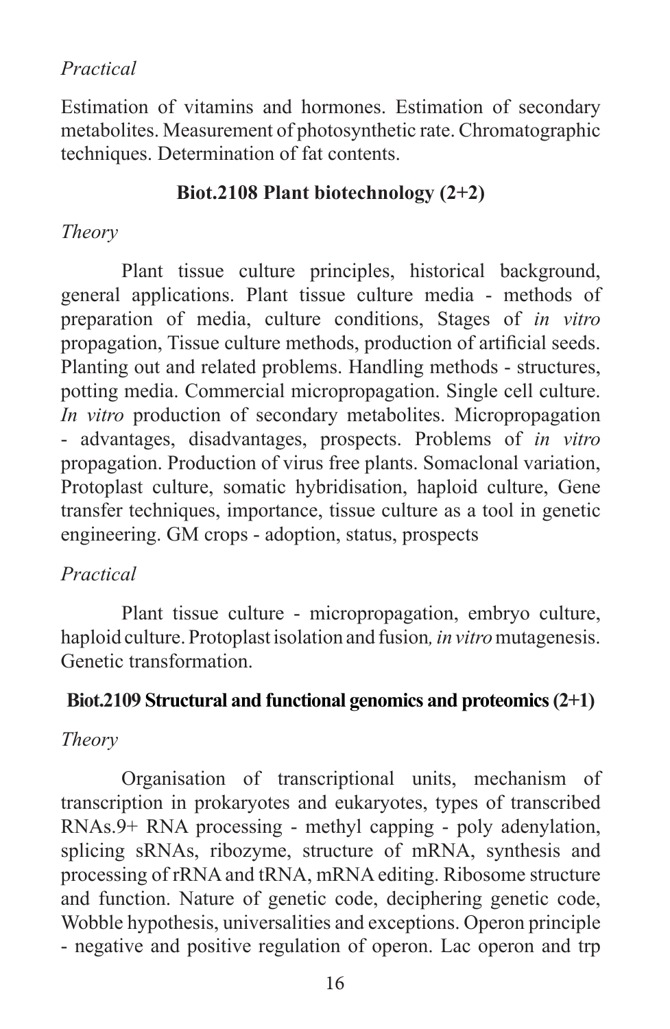*Practical*

Estimation of vitamins and hormones. Estimation of secondary metabolites. Measurement of photosynthetic rate. Chromatographic techniques. Determination of fat contents.

### Biot.2108 Plant biotechnology (2+2)

*Theory*

Plant tissue culture principles, historical background, general applications. Plant tissue culture media - methods of preparation of media, culture conditions, Stages of *in vitro* propagation, Tissue culture methods, production of artificial seeds. Planting out and related problems. Handling methods - structures, potting media. Commercial micropropagation. Single cell culture. *In vitro* production of secondary metabolites. Micropropagation - advantages, disadvantages, prospects. Problems of *in vitro* propagation. Production of virus free plants. Somaclonal variation, Protoplast culture, somatic hybridisation, haploid culture, Gene transfer techniques, importance, tissue culture as a tool in genetic engineering. GM crops - adoption, status, prospects

*Practical*

Plant tissue culture - micropropagation, embryo culture, haploid culture. Protoplast isolation and fusion*, in vitro* mutagenesis. Genetic transformation.

### Biot.2109 Structural and functional genomics and proteomics (2+1)

*Theory*

Organisation of transcriptional units, mechanism of transcription in prokaryotes and eukaryotes, types of transcribed RNAs.9+ RNA processing - methyl capping - poly adenylation, splicing sRNAs, ribozyme, structure of mRNA, synthesis and processing of rRNA and tRNA, mRNA editing. Ribosome structure and function. Nature of genetic code, deciphering genetic code, Wobble hypothesis, universalities and exceptions. Operon principle - negative and positive regulation of operon. Lac operon and trp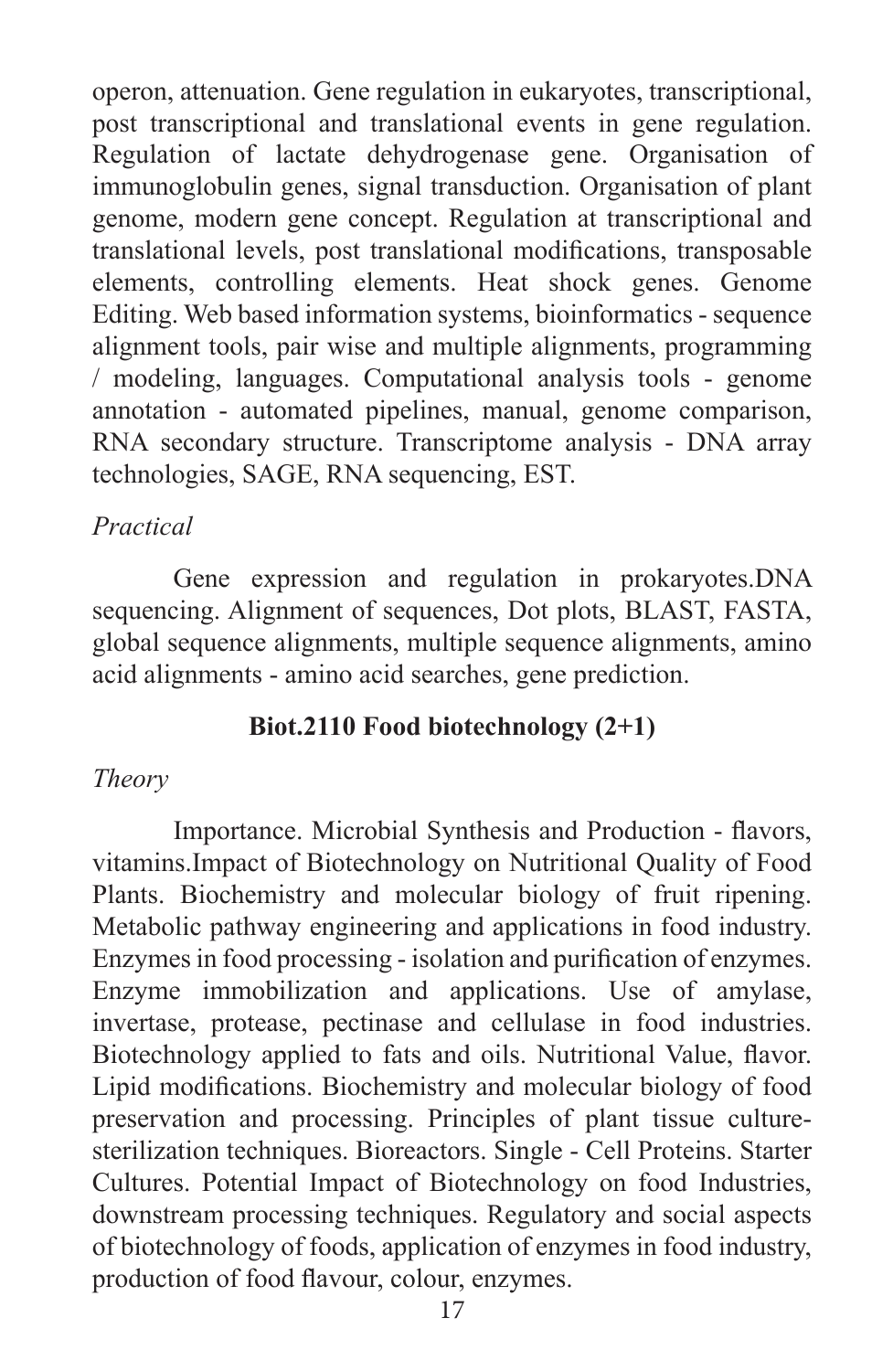operon, attenuation. Gene regulation in eukaryotes, transcriptional, post transcriptional and translational events in gene regulation. Regulation of lactate dehydrogenase gene. Organisation of immunoglobulin genes, signal transduction. Organisation of plant genome, modern gene concept. Regulation at transcriptional and translational levels, post translational modifications, transposable elements, controlling elements. Heat shock genes. Genome Editing. Web based information systems, bioinformatics - sequence alignment tools, pair wise and multiple alignments, programming / modeling, languages. Computational analysis tools - genome annotation - automated pipelines, manual, genome comparison, RNA secondary structure. Transcriptome analysis - DNA array technologies, SAGE, RNA sequencing, EST.

*Practical*

Gene expression and regulation in prokaryotes.DNA sequencing. Alignment of sequences, Dot plots, BLAST, FASTA, global sequence alignments, multiple sequence alignments, amino acid alignments - amino acid searches, gene prediction.

**Biot.2110 Food biotechnology (2+1)**

*Theory*

Importance. Microbial Synthesis and Production - flavors, vitamins.Impact of Biotechnology on Nutritional Quality of Food Plants. Biochemistry and molecular biology of fruit ripening. Metabolic pathway engineering and applications in food industry. Enzymes in food processing - isolation and purification of enzymes. Enzyme immobilization and applications. Use of amylase, invertase, protease, pectinase and cellulase in food industries. Biotechnology applied to fats and oils. Nutritional Value, flavor. Lipid modifications. Biochemistry and molecular biology of food preservation and processing. Principles of plant tissue culture-sterilization techniques. Bioreactors. Single - Cell Proteins. Starter Cultures. Potential Impact of Biotechnology on food Industries, downstream processing techniques. Regulatory and social aspects of biotechnology of foods, application of enzymes in food industry, production of food flavour, colour, enzymes.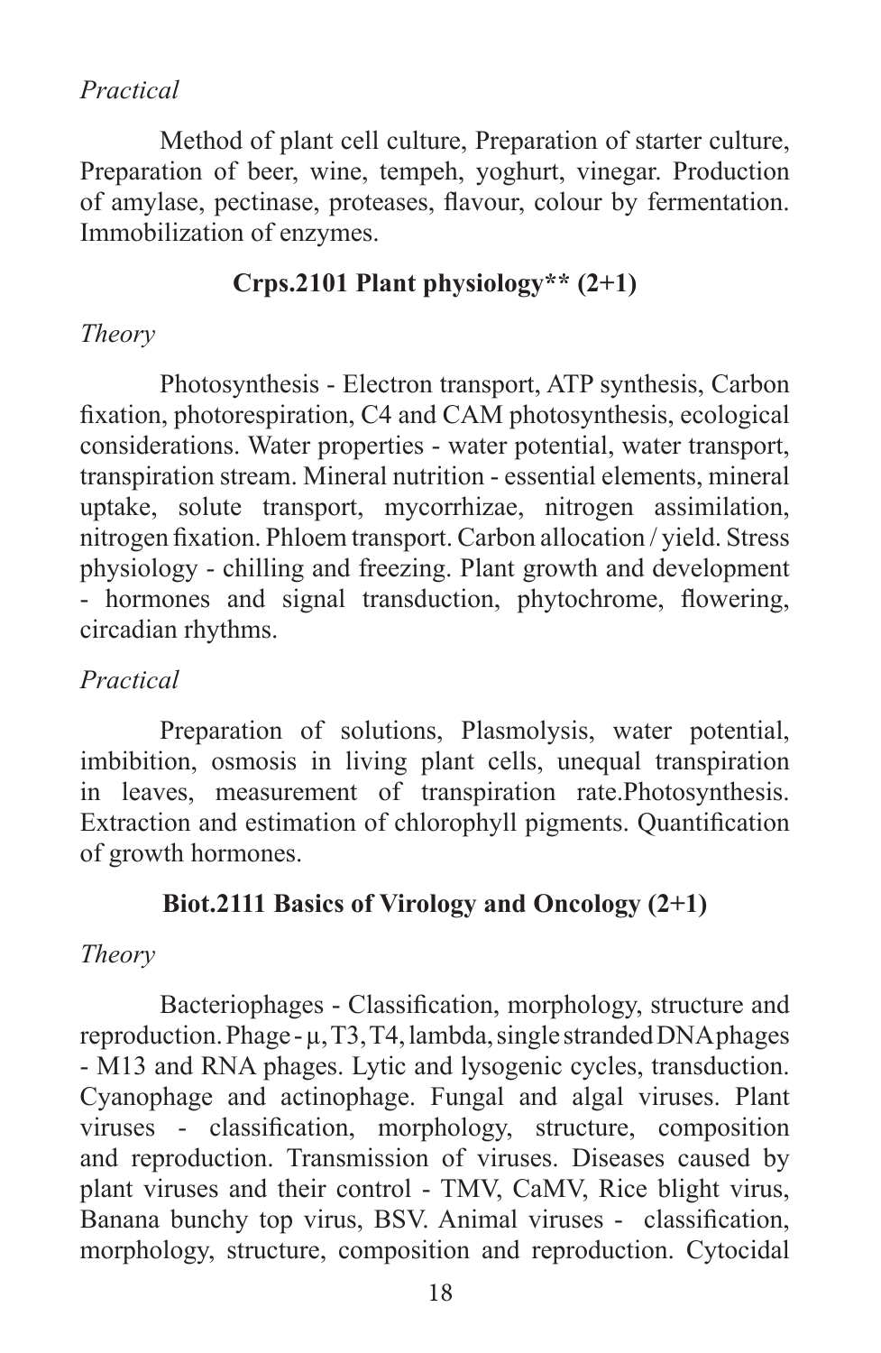*Practical*

Method of plant cell culture, Preparation of starter culture, Preparation of beer, wine, tempeh, yoghurt, vinegar. Production of amylase, pectinase, proteases, flavour, colour by fermentation. Immobilization of enzymes.

### Crps.2101 Plant physiology** (2+1)

*Theory*

Photosynthesis - Electron transport, ATP synthesis, Carbon fixation, photorespiration, C4 and CAM photosynthesis, ecological considerations. Water properties - water potential, water transport, transpiration stream. Mineral nutrition - essential elements, mineral uptake, solute transport, mycorrhizae, nitrogen assimilation, nitrogen fixation. Phloem transport. Carbon allocation / yield. Stress physiology - chilling and freezing. Plant growth and development - hormones and signal transduction, phytochrome, flowering, circadian rhythms.

*Practical*

Preparation of solutions, Plasmolysis, water potential, imbibition, osmosis in living plant cells, unequal transpiration in leaves, measurement of transpiration rate.Photosynthesis. Extraction and estimation of chlorophyll pigments. Quantification of growth hormones.

### Biot.2111 Basics of Virology and Oncology (2+1)

*Theory*

Bacteriophages - Classification, morphology, structure and reproduction. Phage - μ, T3, T4, lambda, single stranded DNA phages - M13 and RNA phages. Lytic and lysogenic cycles, transduction. Cyanophage and actinophage. Fungal and algal viruses. Plant viruses - classification, morphology, structure, composition and reproduction. Transmission of viruses. Diseases caused by plant viruses and their control - TMV, CaMV, Rice blight virus, Banana bunchy top virus, BSV. Animal viruses - classification, morphology, structure, composition and reproduction. Cytocidal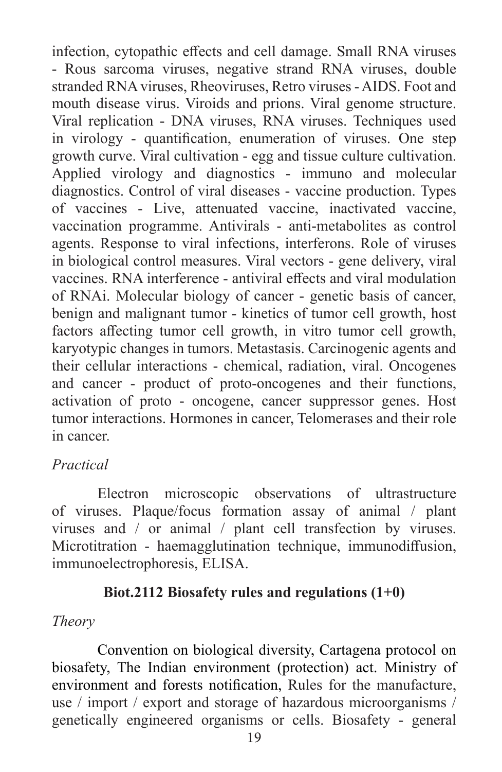infection, cytopathic effects and cell damage. Small RNA viruses - Rous sarcoma viruses, negative strand RNA viruses, double stranded RNA viruses, Rheoviruses, Retro viruses - AIDS. Foot and mouth disease virus. Viroids and prions. Viral genome structure. Viral replication - DNA viruses, RNA viruses. Techniques used in virology - quantification, enumeration of viruses. One step growth curve. Viral cultivation - egg and tissue culture cultivation. Applied virology and diagnostics - immuno and molecular diagnostics. Control of viral diseases - vaccine production. Types of vaccines - Live, attenuated vaccine, inactivated vaccine, vaccination programme. Antivirals - anti-metabolites as control agents. Response to viral infections, interferons. Role of viruses in biological control measures. Viral vectors - gene delivery, viral vaccines. RNA interference - antiviral effects and viral modulation of RNAi. Molecular biology of cancer - genetic basis of cancer, benign and malignant tumor - kinetics of tumor cell growth, host factors affecting tumor cell growth, in vitro tumor cell growth, karyotypic changes in tumors. Metastasis. Carcinogenic agents and their cellular interactions - chemical, radiation, viral. Oncogenes and cancer - product of proto-oncogenes and their functions, activation of proto - oncogene, cancer suppressor genes. Host tumor interactions. Hormones in cancer, Telomerases and their role in cancer.

*Practical*

Electron microscopic observations of ultrastructure of viruses. Plaque/focus formation assay of animal / plant viruses and / or animal / plant cell transfection by viruses. Microtitration - haemagglutination technique, immunodiffusion, immunoelectrophoresis, ELISA.

### Biot.2112 Biosafety rules and regulations (1+0)

*Theory*

Convention on biological diversity, Cartagena protocol on biosafety, The Indian environment (protection) act. Ministry of environment and forests notification, Rules for the manufacture, use / import / export and storage of hazardous microorganisms / genetically engineered organisms or cells. Biosafety - general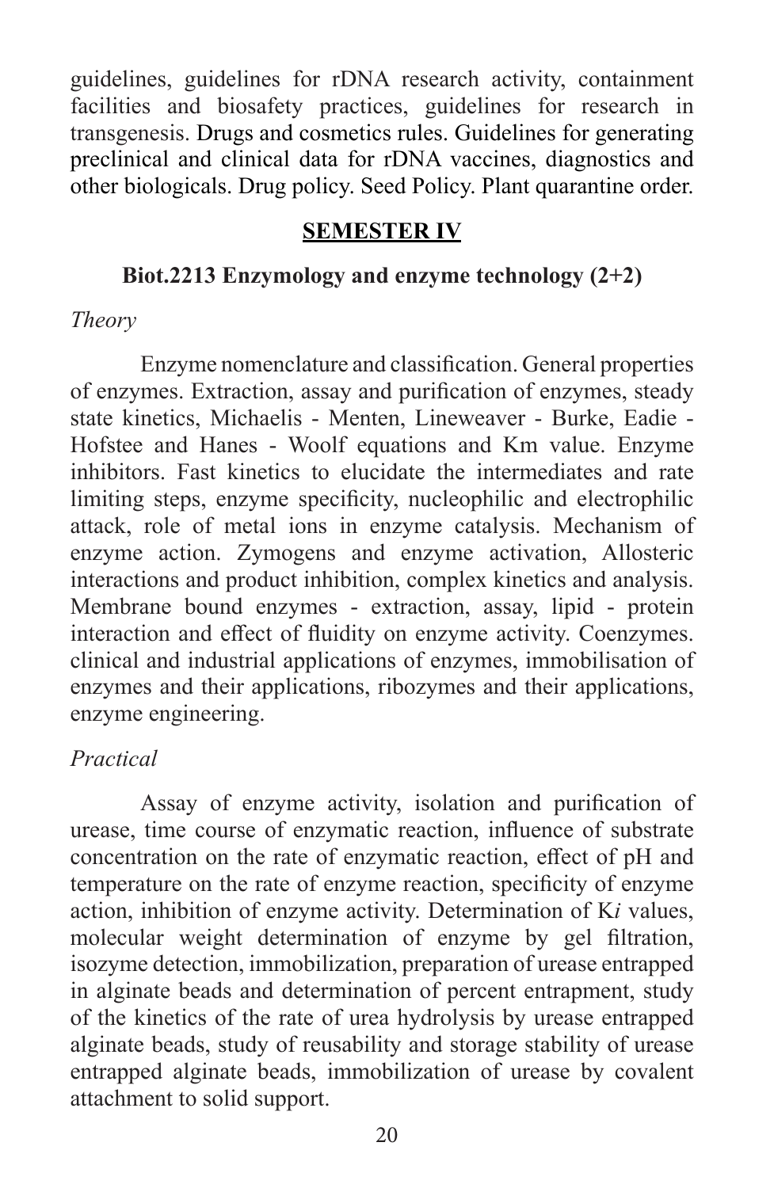guidelines, guidelines for rDNA research activity, containment facilities and biosafety practices, guidelines for research in transgenesis. Drugs and cosmetics rules. Guidelines for generating preclinical and clinical data for rDNA vaccines, diagnostics and other biologicals. Drug policy. Seed Policy. Plant quarantine order.

## SEMESTER IV

### Biot.2213 Enzymology and enzyme technology (2+2)

*Theory*

Enzyme nomenclature and classification. General properties of enzymes. Extraction, assay and purification of enzymes, steady state kinetics, Michaelis - Menten, Lineweaver - Burke, Eadie - Hofstee and Hanes - Woolf equations and Km value. Enzyme inhibitors. Fast kinetics to elucidate the intermediates and rate limiting steps, enzyme specificity, nucleophilic and electrophilic attack, role of metal ions in enzyme catalysis. Mechanism of enzyme action. Zymogens and enzyme activation, Allosteric interactions and product inhibition, complex kinetics and analysis. Membrane bound enzymes - extraction, assay, lipid - protein interaction and effect of fluidity on enzyme activity. Coenzymes. clinical and industrial applications of enzymes, immobilisation of enzymes and their applications, ribozymes and their applications, enzyme engineering.

*Practical*

Assay of enzyme activity, isolation and purification of urease, time course of enzymatic reaction, influence of substrate concentration on the rate of enzymatic reaction, effect of pH and temperature on the rate of enzyme reaction, specificity of enzyme action, inhibition of enzyme activity. Determination of K*i* values, molecular weight determination of enzyme by gel filtration, isozyme detection, immobilization, preparation of urease entrapped in alginate beads and determination of percent entrapment, study of the kinetics of the rate of urea hydrolysis by urease entrapped alginate beads, study of reusability and storage stability of urease entrapped alginate beads, immobilization of urease by covalent attachment to solid support.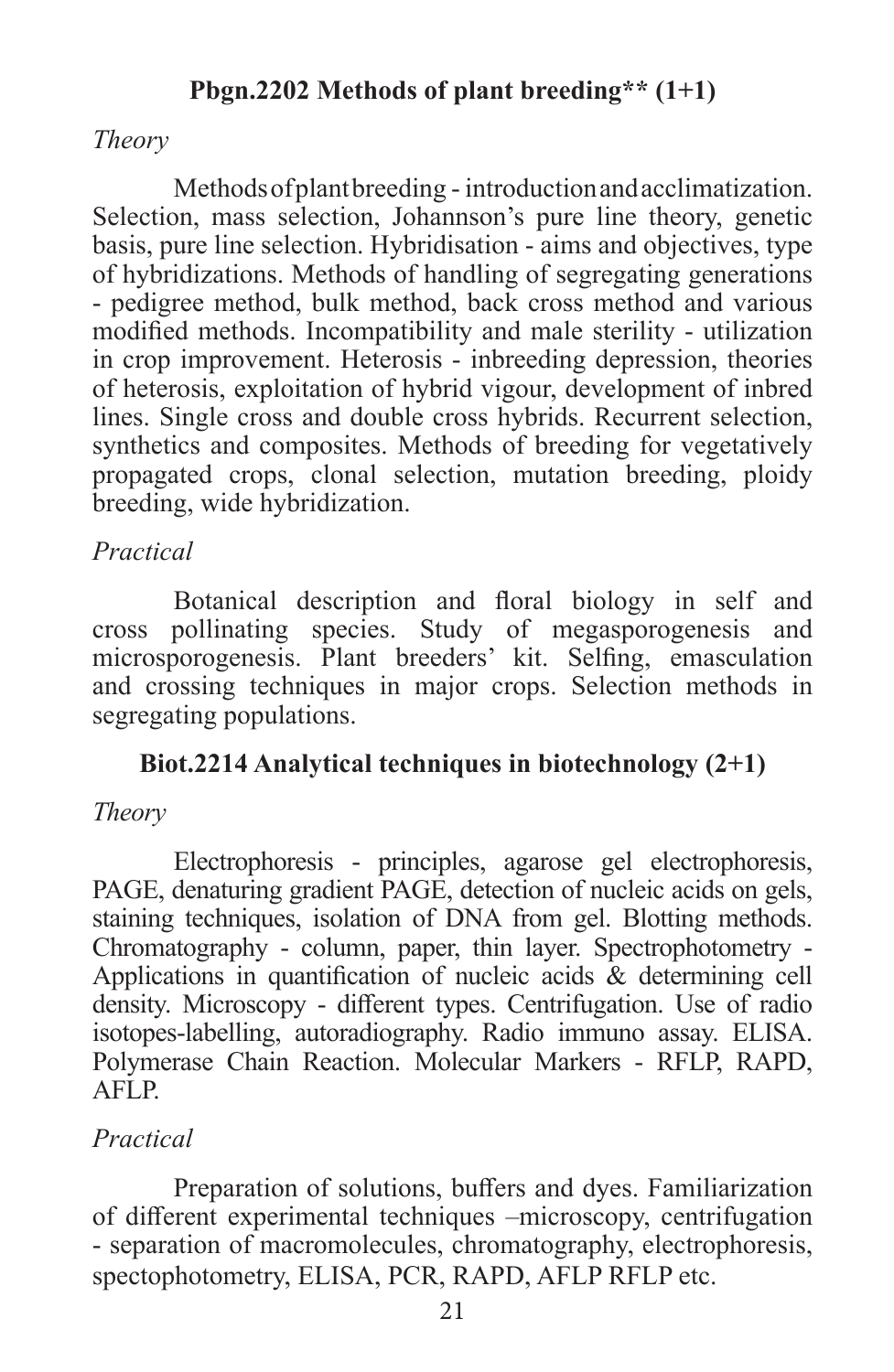### Pbgn.2202 Methods of plant breeding** (1+1)

*Theory*

Methods of plant breeding - introduction and acclimatization. Selection, mass selection, Johannson's pure line theory, genetic basis, pure line selection. Hybridisation - aims and objectives, type of hybridizations. Methods of handling of segregating generations - pedigree method, bulk method, back cross method and various modified methods. Incompatibility and male sterility - utilization in crop improvement. Heterosis - inbreeding depression, theories of heterosis, exploitation of hybrid vigour, development of inbred lines. Single cross and double cross hybrids. Recurrent selection, synthetics and composites. Methods of breeding for vegetatively propagated crops, clonal selection, mutation breeding, ploidy breeding, wide hybridization.

*Practical*

Botanical description and floral biology in self and cross pollinating species. Study of megasporogenesis and microsporogenesis. Plant breeders' kit. Selfing, emasculation and crossing techniques in major crops. Selection methods in segregating populations.

### Biot.2214 Analytical techniques in biotechnology (2+1)

*Theory*

Electrophoresis - principles, agarose gel electrophoresis, PAGE, denaturing gradient PAGE, detection of nucleic acids on gels, staining techniques, isolation of DNA from gel. Blotting methods. Chromatography - column, paper, thin layer. Spectrophotometry - Applications in quantification of nucleic acids & determining cell density. Microscopy - different types. Centrifugation. Use of radio isotopes-labelling, autoradiography. Radio immuno assay. ELISA. Polymerase Chain Reaction. Molecular Markers - RFLP, RAPD, AFLP.

*Practical*

Preparation of solutions, buffers and dyes. Familiarization of different experimental techniques –microscopy, centrifugation - separation of macromolecules, chromatography, electrophoresis, spectophotometry, ELISA, PCR, RAPD, AFLP RFLP etc.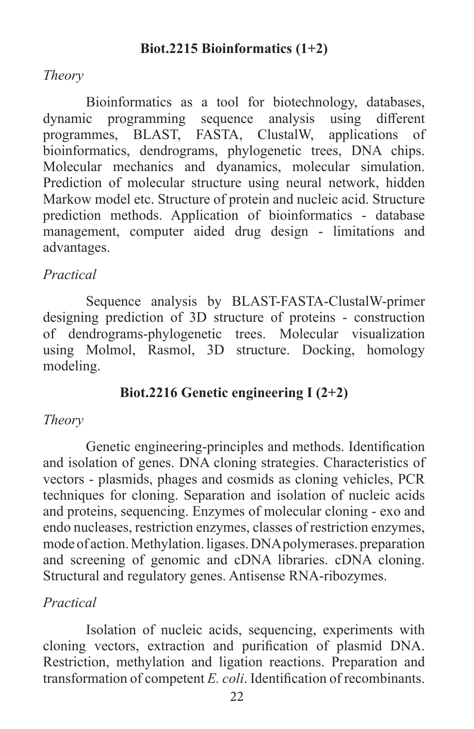**Biot.2215 Bioinformatics (1+2)**

*Theory*

Bioinformatics as a tool for biotechnology, databases, dynamic programming sequence analysis using different programmes, BLAST, FASTA, ClustalW, applications of bioinformatics, dendrograms, phylogenetic trees, DNA chips. Molecular mechanics and dyanamics, molecular simulation. Prediction of molecular structure using neural network, hidden Markow model etc. Structure of protein and nucleic acid. Structure prediction methods. Application of bioinformatics - database management, computer aided drug design - limitations and advantages.

*Practical*

Sequence analysis by BLAST-FASTA-ClustalW-primer designing prediction of 3D structure of proteins - construction of dendrograms-phylogenetic trees. Molecular visualization using Molmol, Rasmol, 3D structure. Docking, homology modeling.

**Biot.2216 Genetic engineering I (2+2)**

*Theory*

Genetic engineering-principles and methods. Identification and isolation of genes. DNA cloning strategies. Characteristics of vectors - plasmids, phages and cosmids as cloning vehicles, PCR techniques for cloning. Separation and isolation of nucleic acids and proteins, sequencing. Enzymes of molecular cloning - exo and endo nucleases, restriction enzymes, classes of restriction enzymes, mode of action. Methylation. ligases. DNA polymerases. preparation and screening of genomic and cDNA libraries. cDNA cloning. Structural and regulatory genes. Antisense RNA-ribozymes.

*Practical*

Isolation of nucleic acids, sequencing, experiments with cloning vectors, extraction and purification of plasmid DNA. Restriction, methylation and ligation reactions. Preparation and transformation of competent *E. coli*. Identification of recombinants.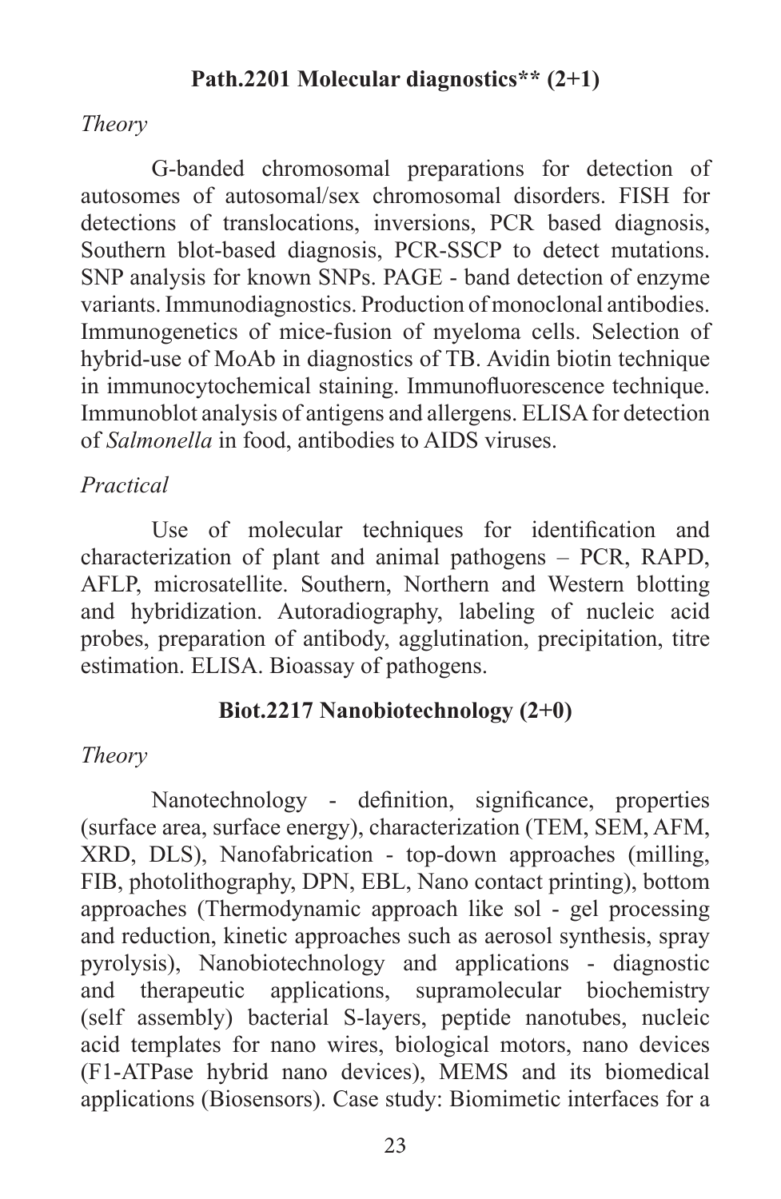### Path.2201 Molecular diagnostics** (2+1)

*Theory*

G-banded chromosomal preparations for detection of autosomes of autosomal/sex chromosomal disorders. FISH for detections of translocations, inversions, PCR based diagnosis, Southern blot-based diagnosis, PCR-SSCP to detect mutations. SNP analysis for known SNPs. PAGE - band detection of enzyme variants. Immunodiagnostics. Production of monoclonal antibodies. Immunogenetics of mice-fusion of myeloma cells. Selection of hybrid-use of MoAb in diagnostics of TB. Avidin biotin technique in immunocytochemical staining. Immunofluorescence technique. Immunoblot analysis of antigens and allergens. ELISA for detection of *Salmonella* in food, antibodies to AIDS viruses.

*Practical*

Use of molecular techniques for identification and characterization of plant and animal pathogens – PCR, RAPD, AFLP, microsatellite. Southern, Northern and Western blotting and hybridization. Autoradiography, labeling of nucleic acid probes, preparation of antibody, agglutination, precipitation, titre estimation. ELISA. Bioassay of pathogens.

### Biot.2217 Nanobiotechnology (2+0)

*Theory*

Nanotechnology - definition, significance, properties (surface area, surface energy), characterization (TEM, SEM, AFM, XRD, DLS), Nanofabrication - top-down approaches (milling, FIB, photolithography, DPN, EBL, Nano contact printing), bottom approaches (Thermodynamic approach like sol - gel processing and reduction, kinetic approaches such as aerosol synthesis, spray pyrolysis), Nanobiotechnology and applications - diagnostic and therapeutic applications, supramolecular biochemistry (self assembly) bacterial S-layers, peptide nanotubes, nucleic acid templates for nano wires, biological motors, nano devices (F1-ATPase hybrid nano devices), MEMS and its biomedical applications (Biosensors). Case study: Biomimetic interfaces for a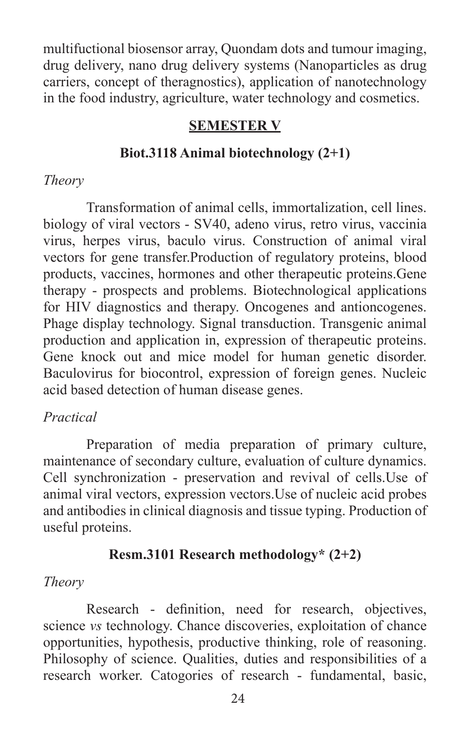multifuctional biosensor array, Quondam dots and tumour imaging, drug delivery, nano drug delivery systems (Nanoparticles as drug carriers, concept of theragnostics), application of nanotechnology in the food industry, agriculture, water technology and cosmetics.

## SEMESTER V

### Biot.3118 Animal biotechnology (2+1)

*Theory*

Transformation of animal cells, immortalization, cell lines. biology of viral vectors - SV40, adeno virus, retro virus, vaccinia virus, herpes virus, baculo virus. Construction of animal viral vectors for gene transfer.Production of regulatory proteins, blood products, vaccines, hormones and other therapeutic proteins.Gene therapy - prospects and problems. Biotechnological applications for HIV diagnostics and therapy. Oncogenes and antioncogenes. Phage display technology. Signal transduction. Transgenic animal production and application in, expression of therapeutic proteins. Gene knock out and mice model for human genetic disorder. Baculovirus for biocontrol, expression of foreign genes. Nucleic acid based detection of human disease genes.

*Practical*

Preparation of media preparation of primary culture, maintenance of secondary culture, evaluation of culture dynamics. Cell synchronization - preservation and revival of cells.Use of animal viral vectors, expression vectors.Use of nucleic acid probes and antibodies in clinical diagnosis and tissue typing. Production of useful proteins.

### Resm.3101 Research methodology* (2+2)

*Theory*

Research - definition, need for research, objectives, science *vs* technology. Chance discoveries, exploitation of chance opportunities, hypothesis, productive thinking, role of reasoning. Philosophy of science. Qualities, duties and responsibilities of a research worker. Catogories of research - fundamental, basic,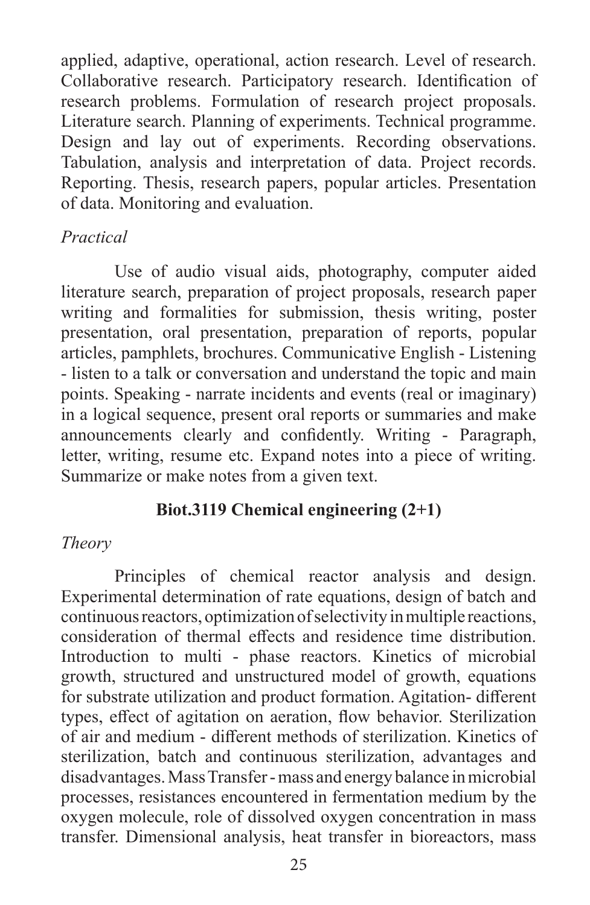applied, adaptive, operational, action research. Level of research. Collaborative research. Participatory research. Identification of research problems. Formulation of research project proposals. Literature search. Planning of experiments. Technical programme. Design and lay out of experiments. Recording observations. Tabulation, analysis and interpretation of data. Project records. Reporting. Thesis, research papers, popular articles. Presentation of data. Monitoring and evaluation.

*Practical*

Use of audio visual aids, photography, computer aided literature search, preparation of project proposals, research paper writing and formalities for submission, thesis writing, poster presentation, oral presentation, preparation of reports, popular articles, pamphlets, brochures. Communicative English - Listening - listen to a talk or conversation and understand the topic and main points. Speaking - narrate incidents and events (real or imaginary) in a logical sequence, present oral reports or summaries and make announcements clearly and confidently. Writing - Paragraph, letter, writing, resume etc. Expand notes into a piece of writing. Summarize or make notes from a given text.

### Biot.3119 Chemical engineering (2+1)

*Theory*

Principles of chemical reactor analysis and design. Experimental determination of rate equations, design of batch and continuous reactors, optimization of selectivity in multiple reactions, consideration of thermal effects and residence time distribution. Introduction to multi - phase reactors. Kinetics of microbial growth, structured and unstructured model of growth, equations for substrate utilization and product formation. Agitation- different types, effect of agitation on aeration, flow behavior. Sterilization of air and medium - different methods of sterilization. Kinetics of sterilization, batch and continuous sterilization, advantages and disadvantages. Mass Transfer - mass and energy balance in microbial processes, resistances encountered in fermentation medium by the oxygen molecule, role of dissolved oxygen concentration in mass transfer. Dimensional analysis, heat transfer in bioreactors, mass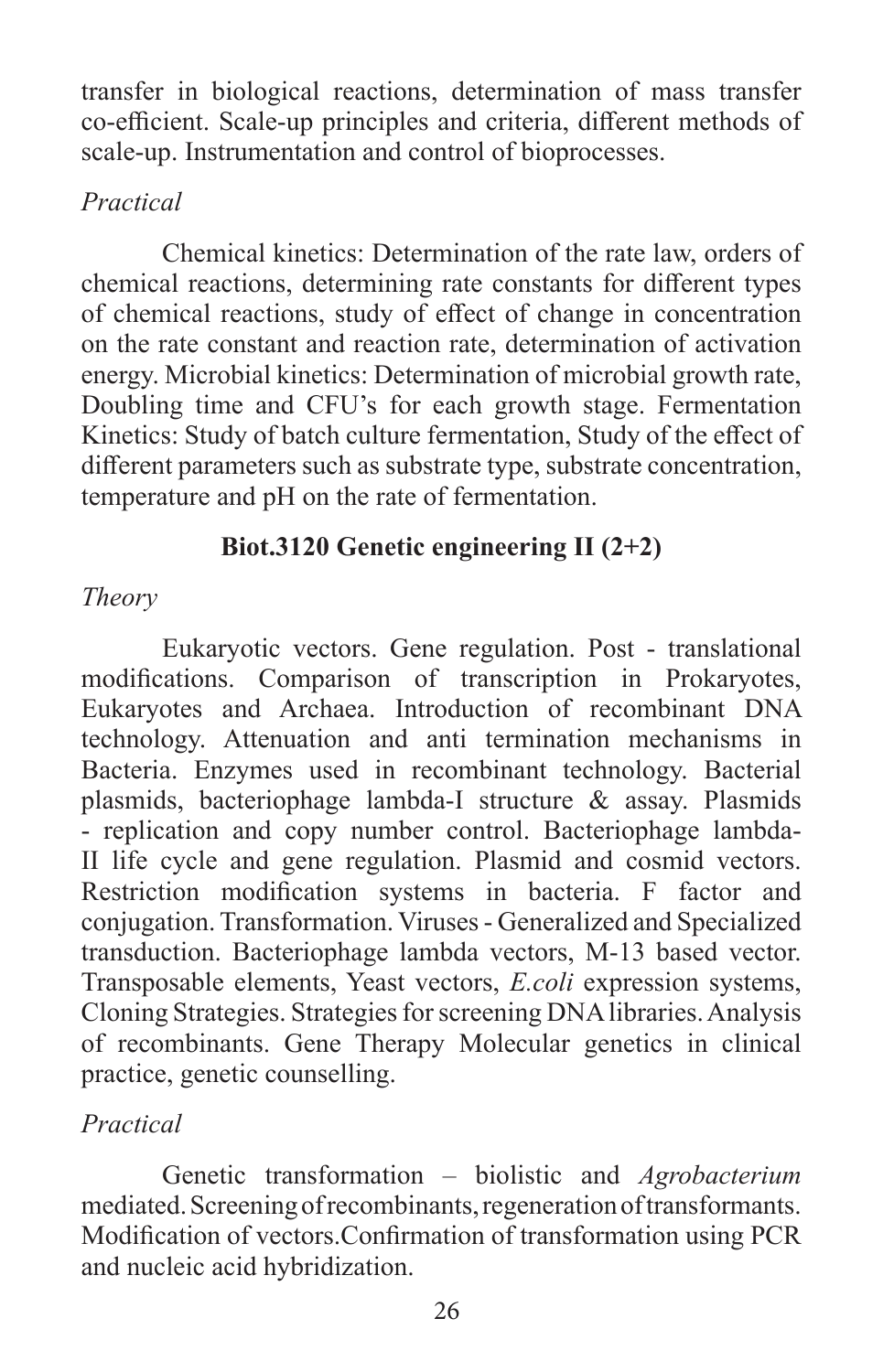transfer in biological reactions, determination of mass transfer co-efficient. Scale-up principles and criteria, different methods of scale-up. Instrumentation and control of bioprocesses.

*Practical*

Chemical kinetics: Determination of the rate law, orders of chemical reactions, determining rate constants for different types of chemical reactions, study of effect of change in concentration on the rate constant and reaction rate, determination of activation energy. Microbial kinetics: Determination of microbial growth rate, Doubling time and CFU's for each growth stage. Fermentation Kinetics: Study of batch culture fermentation, Study of the effect of different parameters such as substrate type, substrate concentration, temperature and pH on the rate of fermentation.

### Biot.3120 Genetic engineering II (2+2)

*Theory*

Eukaryotic vectors. Gene regulation. Post - translational modifications. Comparison of transcription in Prokaryotes, Eukaryotes and Archaea. Introduction of recombinant DNA technology. Attenuation and anti termination mechanisms in Bacteria. Enzymes used in recombinant technology. Bacterial plasmids, bacteriophage lambda-I structure & assay. Plasmids - replication and copy number control. Bacteriophage lambda-II life cycle and gene regulation. Plasmid and cosmid vectors. Restriction modification systems in bacteria. F factor and conjugation. Transformation. Viruses - Generalized and Specialized transduction. Bacteriophage lambda vectors, M-13 based vector. Transposable elements, Yeast vectors, *E.coli* expression systems, Cloning Strategies. Strategies for screening DNA libraries. Analysis of recombinants. Gene Therapy Molecular genetics in clinical practice, genetic counselling.

*Practical*

Genetic transformation – biolistic and *Agrobacterium* mediated. Screening of recombinants, regeneration of transformants. Modification of vectors.Confirmation of transformation using PCR and nucleic acid hybridization.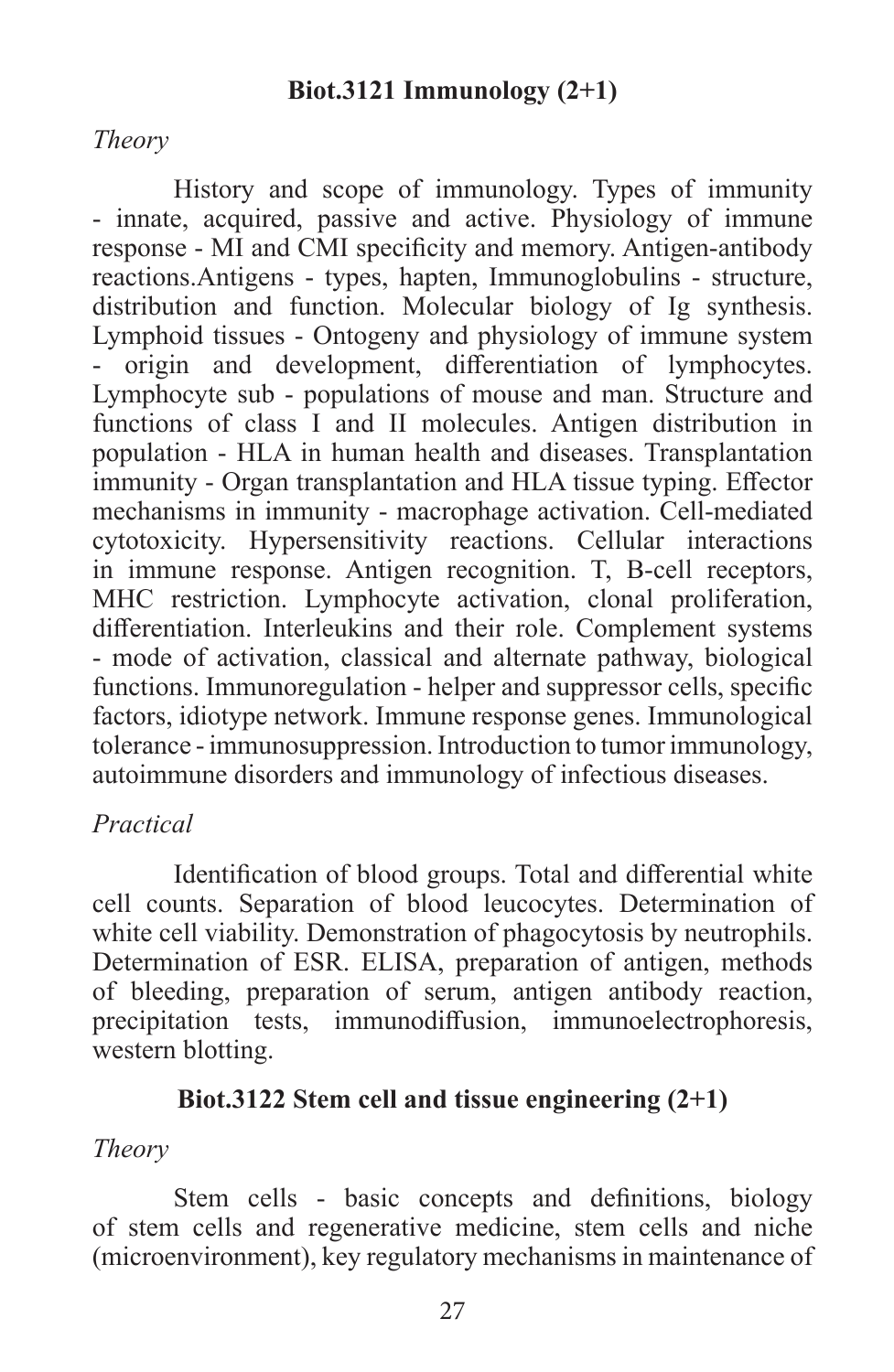## Biot.3121 Immunology (2+1)

*Theory*

History and scope of immunology. Types of immunity - innate, acquired, passive and active. Physiology of immune response - MI and CMI specificity and memory. Antigen-antibody reactions.Antigens - types, hapten, Immunoglobulins - structure, distribution and function. Molecular biology of Ig synthesis. Lymphoid tissues - Ontogeny and physiology of immune system - origin and development, differentiation of lymphocytes. Lymphocyte sub - populations of mouse and man. Structure and functions of class I and II molecules. Antigen distribution in population - HLA in human health and diseases. Transplantation immunity - Organ transplantation and HLA tissue typing. Effector mechanisms in immunity - macrophage activation. Cell-mediated cytotoxicity. Hypersensitivity reactions. Cellular interactions in immune response. Antigen recognition. T, B-cell receptors, MHC restriction. Lymphocyte activation, clonal proliferation, differentiation. Interleukins and their role. Complement systems - mode of activation, classical and alternate pathway, biological functions. Immunoregulation - helper and suppressor cells, specific factors, idiotype network. Immune response genes. Immunological tolerance - immunosuppression. Introduction to tumor immunology, autoimmune disorders and immunology of infectious diseases.

*Practical*

Identification of blood groups. Total and differential white cell counts. Separation of blood leucocytes. Determination of white cell viability. Demonstration of phagocytosis by neutrophils. Determination of ESR. ELISA, preparation of antigen, methods of bleeding, preparation of serum, antigen antibody reaction, precipitation tests, immunodiffusion, immunoelectrophoresis, western blotting.

## Biot.3122 Stem cell and tissue engineering (2+1)

*Theory*

Stem cells - basic concepts and definitions, biology of stem cells and regenerative medicine, stem cells and niche (microenvironment), key regulatory mechanisms in maintenance of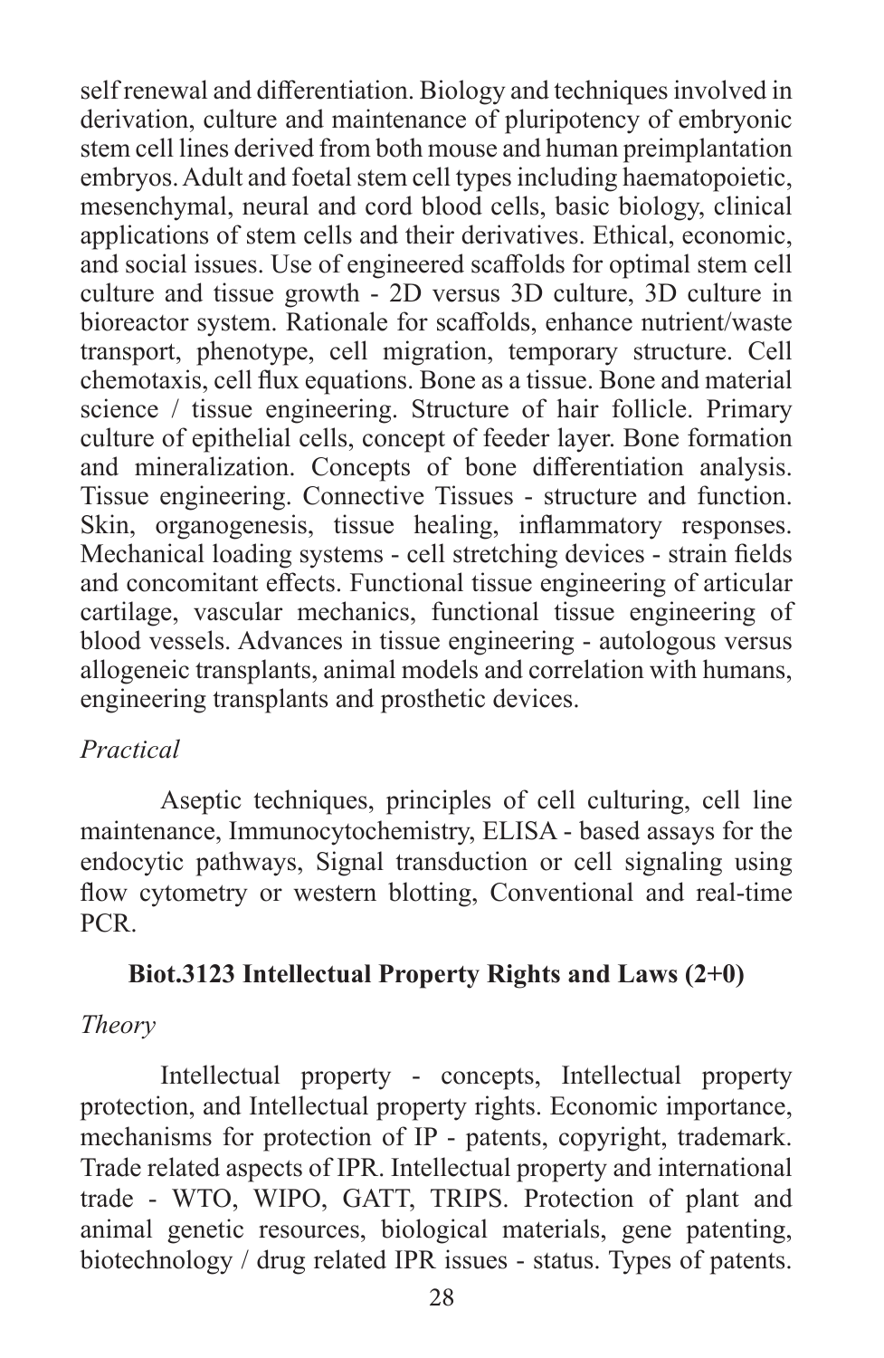self renewal and differentiation. Biology and techniques involved in derivation, culture and maintenance of pluripotency of embryonic stem cell lines derived from both mouse and human preimplantation embryos. Adult and foetal stem cell types including haematopoietic, mesenchymal, neural and cord blood cells, basic biology, clinical applications of stem cells and their derivatives. Ethical, economic, and social issues. Use of engineered scaffolds for optimal stem cell culture and tissue growth - 2D versus 3D culture, 3D culture in bioreactor system. Rationale for scaffolds, enhance nutrient/waste transport, phenotype, cell migration, temporary structure. Cell chemotaxis, cell flux equations. Bone as a tissue. Bone and material science / tissue engineering. Structure of hair follicle. Primary culture of epithelial cells, concept of feeder layer. Bone formation and mineralization. Concepts of bone differentiation analysis. Tissue engineering. Connective Tissues - structure and function. Skin, organogenesis, tissue healing, inflammatory responses. Mechanical loading systems - cell stretching devices - strain fields and concomitant effects. Functional tissue engineering of articular cartilage, vascular mechanics, functional tissue engineering of blood vessels. Advances in tissue engineering - autologous versus allogeneic transplants, animal models and correlation with humans, engineering transplants and prosthetic devices.

*Practical*

Aseptic techniques, principles of cell culturing, cell line maintenance, Immunocytochemistry, ELISA - based assays for the endocytic pathways, Signal transduction or cell signaling using flow cytometry or western blotting, Conventional and real-time PCR.

### Biot.3123 Intellectual Property Rights and Laws (2+0)

*Theory*

Intellectual property - concepts, Intellectual property protection, and Intellectual property rights. Economic importance, mechanisms for protection of IP - patents, copyright, trademark. Trade related aspects of IPR. Intellectual property and international trade - WTO, WIPO, GATT, TRIPS. Protection of plant and animal genetic resources, biological materials, gene patenting, biotechnology / drug related IPR issues - status. Types of patents.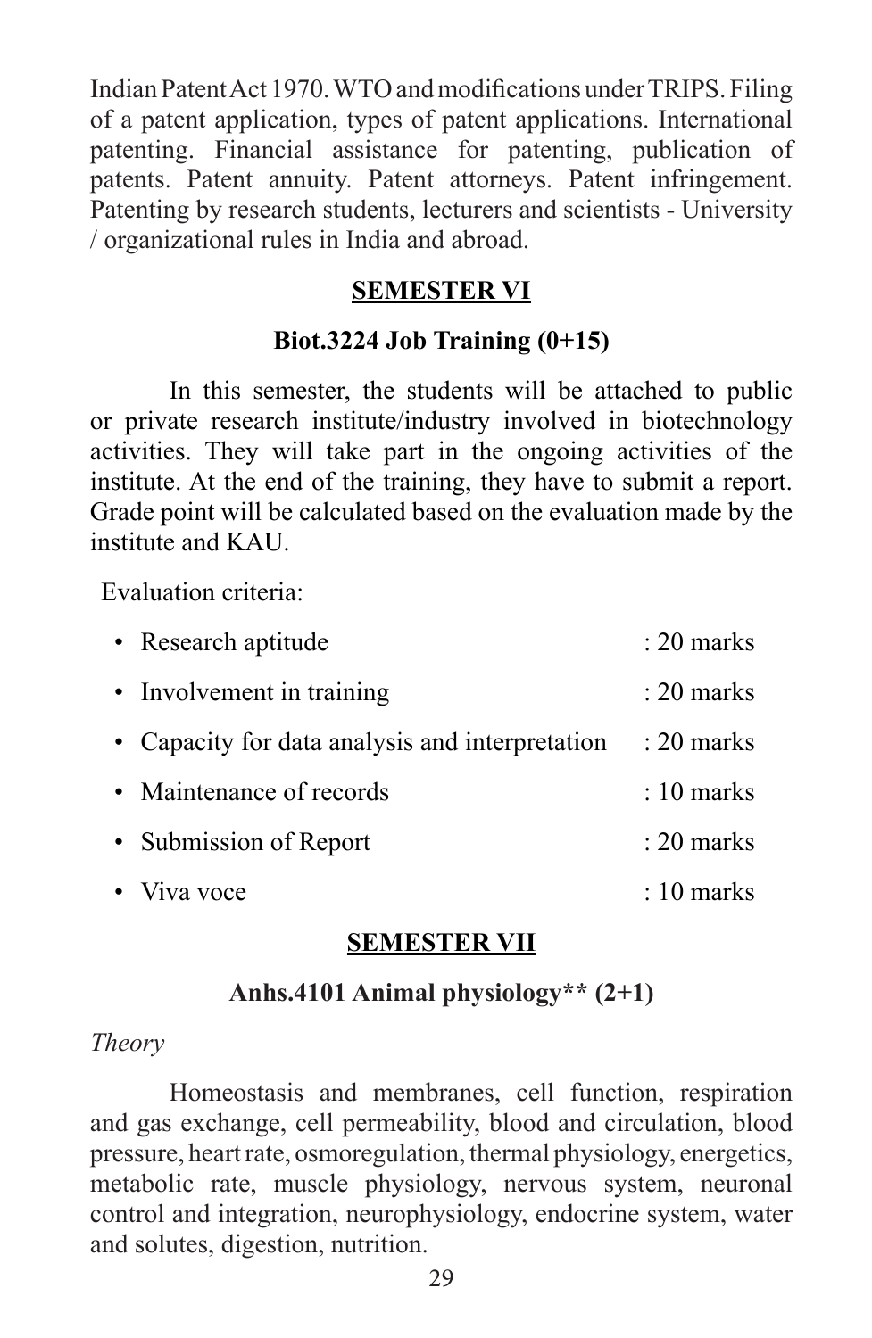Indian Patent Act 1970. WTO and modifications under TRIPS. Filing of a patent application, types of patent applications. International patenting. Financial assistance for patenting, publication of patents. Patent annuity. Patent attorneys. Patent infringement. Patenting by research students, lecturers and scientists - University / organizational rules in India and abroad.

## SEMESTER VI

### Biot.3224 Job Training (0+15)

In this semester, the students will be attached to public or private research institute/industry involved in biotechnology activities. They will take part in the ongoing activities of the institute. At the end of the training, they have to submit a report. Grade point will be calculated based on the evaluation made by the institute and KAU.

Evaluation criteria:

- Research aptitude : 20 marks
- Involvement in training : 20 marks
- Capacity for data analysis and interpretation : 20 marks
- Maintenance of records : 10 marks
- Submission of Report : 20 marks
- Viva voce : 10 marks

## SEMESTER VII

### Anhs.4101 Animal physiology** (2+1)

*Theory*

Homeostasis and membranes, cell function, respiration and gas exchange, cell permeability, blood and circulation, blood pressure, heart rate, osmoregulation, thermal physiology, energetics, metabolic rate, muscle physiology, nervous system, neuronal control and integration, neurophysiology, endocrine system, water and solutes, digestion, nutrition.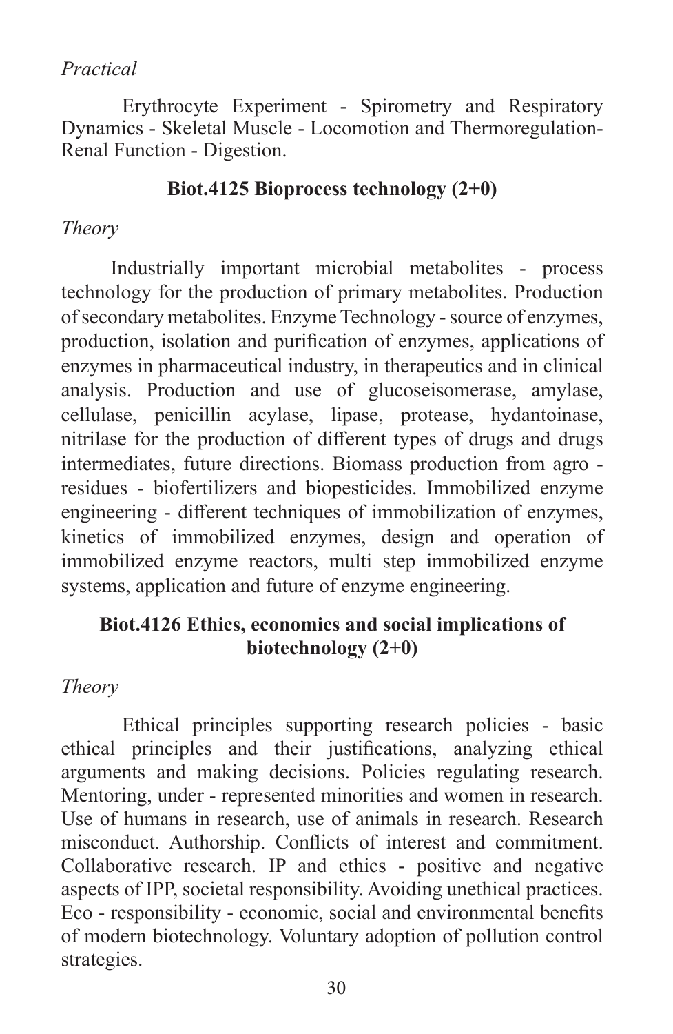*Practical*

Erythrocyte Experiment - Spirometry and Respiratory Dynamics - Skeletal Muscle - Locomotion and Thermoregulation-Renal Function - Digestion.

### Biot.4125 Bioprocess technology (2+0)

*Theory*

Industrially important microbial metabolites - process technology for the production of primary metabolites. Production of secondary metabolites. Enzyme Technology - source of enzymes, production, isolation and purification of enzymes, applications of enzymes in pharmaceutical industry, in therapeutics and in clinical analysis. Production and use of glucoseisomerase, amylase, cellulase, penicillin acylase, lipase, protease, hydantoinase, nitrilase for the production of different types of drugs and drugs intermediates, future directions. Biomass production from agro - residues - biofertilizers and biopesticides. Immobilized enzyme engineering - different techniques of immobilization of enzymes, kinetics of immobilized enzymes, design and operation of immobilized enzyme reactors, multi step immobilized enzyme systems, application and future of enzyme engineering.

### Biot.4126 Ethics, economics and social implications of biotechnology (2+0)

*Theory*

Ethical principles supporting research policies - basic ethical principles and their justifications, analyzing ethical arguments and making decisions. Policies regulating research. Mentoring, under - represented minorities and women in research. Use of humans in research, use of animals in research. Research misconduct. Authorship. Conflicts of interest and commitment. Collaborative research. IP and ethics - positive and negative aspects of IPP, societal responsibility. Avoiding unethical practices. Eco - responsibility - economic, social and environmental benefits of modern biotechnology. Voluntary adoption of pollution control strategies.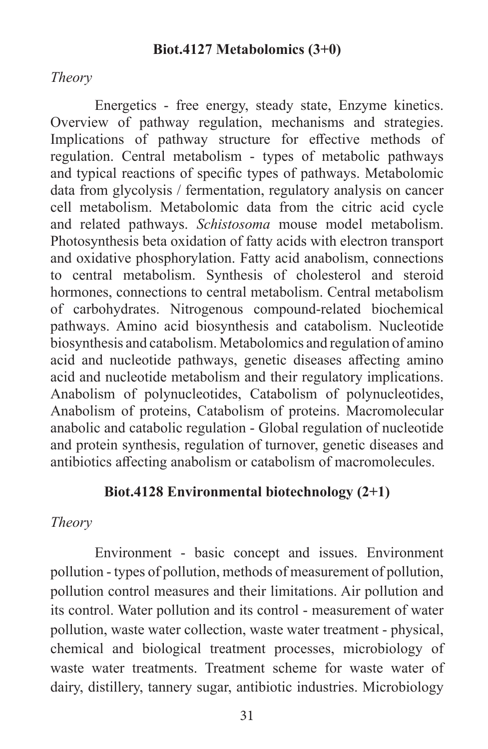### Biot.4127 Metabolomics (3+0)

*Theory*

Energetics - free energy, steady state, Enzyme kinetics. Overview of pathway regulation, mechanisms and strategies. Implications of pathway structure for effective methods of regulation. Central metabolism - types of metabolic pathways and typical reactions of specific types of pathways. Metabolomic data from glycolysis / fermentation, regulatory analysis on cancer cell metabolism. Metabolomic data from the citric acid cycle and related pathways. *Schistosoma* mouse model metabolism. Photosynthesis beta oxidation of fatty acids with electron transport and oxidative phosphorylation. Fatty acid anabolism, connections to central metabolism. Synthesis of cholesterol and steroid hormones, connections to central metabolism. Central metabolism of carbohydrates. Nitrogenous compound-related biochemical pathways. Amino acid biosynthesis and catabolism. Nucleotide biosynthesis and catabolism. Metabolomics and regulation of amino acid and nucleotide pathways, genetic diseases affecting amino acid and nucleotide metabolism and their regulatory implications. Anabolism of polynucleotides, Catabolism of polynucleotides, Anabolism of proteins, Catabolism of proteins. Macromolecular anabolic and catabolic regulation - Global regulation of nucleotide and protein synthesis, regulation of turnover, genetic diseases and antibiotics affecting anabolism or catabolism of macromolecules.

### Biot.4128 Environmental biotechnology (2+1)

*Theory*

Environment - basic concept and issues. Environment pollution - types of pollution, methods of measurement of pollution, pollution control measures and their limitations. Air pollution and its control. Water pollution and its control - measurement of water pollution, waste water collection, waste water treatment - physical, chemical and biological treatment processes, microbiology of waste water treatments. Treatment scheme for waste water of dairy, distillery, tannery sugar, antibiotic industries. Microbiology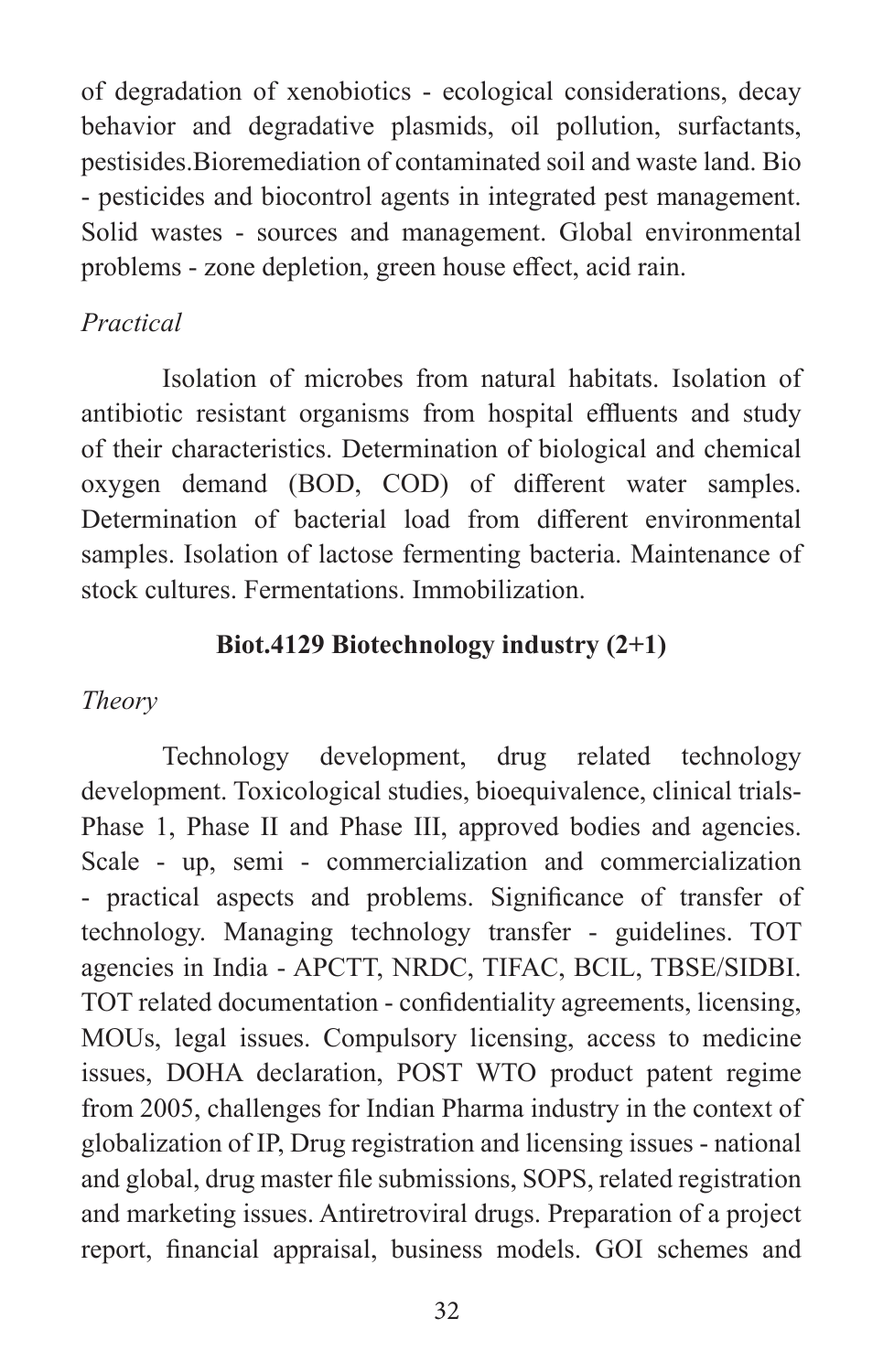of degradation of xenobiotics - ecological considerations, decay behavior and degradative plasmids, oil pollution, surfactants, pestisides.Bioremediation of contaminated soil and waste land. Bio - pesticides and biocontrol agents in integrated pest management. Solid wastes - sources and management. Global environmental problems - zone depletion, green house effect, acid rain.

*Practical*

Isolation of microbes from natural habitats. Isolation of antibiotic resistant organisms from hospital effluents and study of their characteristics. Determination of biological and chemical oxygen demand (BOD, COD) of different water samples. Determination of bacterial load from different environmental samples. Isolation of lactose fermenting bacteria. Maintenance of stock cultures. Fermentations. Immobilization.

**Biot.4129 Biotechnology industry (2+1)**

*Theory*

Technology development, drug related technology development. Toxicological studies, bioequivalence, clinical trials- Phase 1, Phase II and Phase III, approved bodies and agencies. Scale - up, semi - commercialization and commercialization - practical aspects and problems. Significance of transfer of technology. Managing technology transfer - guidelines. TOT agencies in India - APCTT, NRDC, TIFAC, BCIL, TBSE/SIDBI. TOT related documentation - confidentiality agreements, licensing, MOUs, legal issues. Compulsory licensing, access to medicine issues, DOHA declaration, POST WTO product patent regime from 2005, challenges for Indian Pharma industry in the context of globalization of IP, Drug registration and licensing issues - national and global, drug master file submissions, SOPS, related registration and marketing issues. Antiretroviral drugs. Preparation of a project report, financial appraisal, business models. GOI schemes and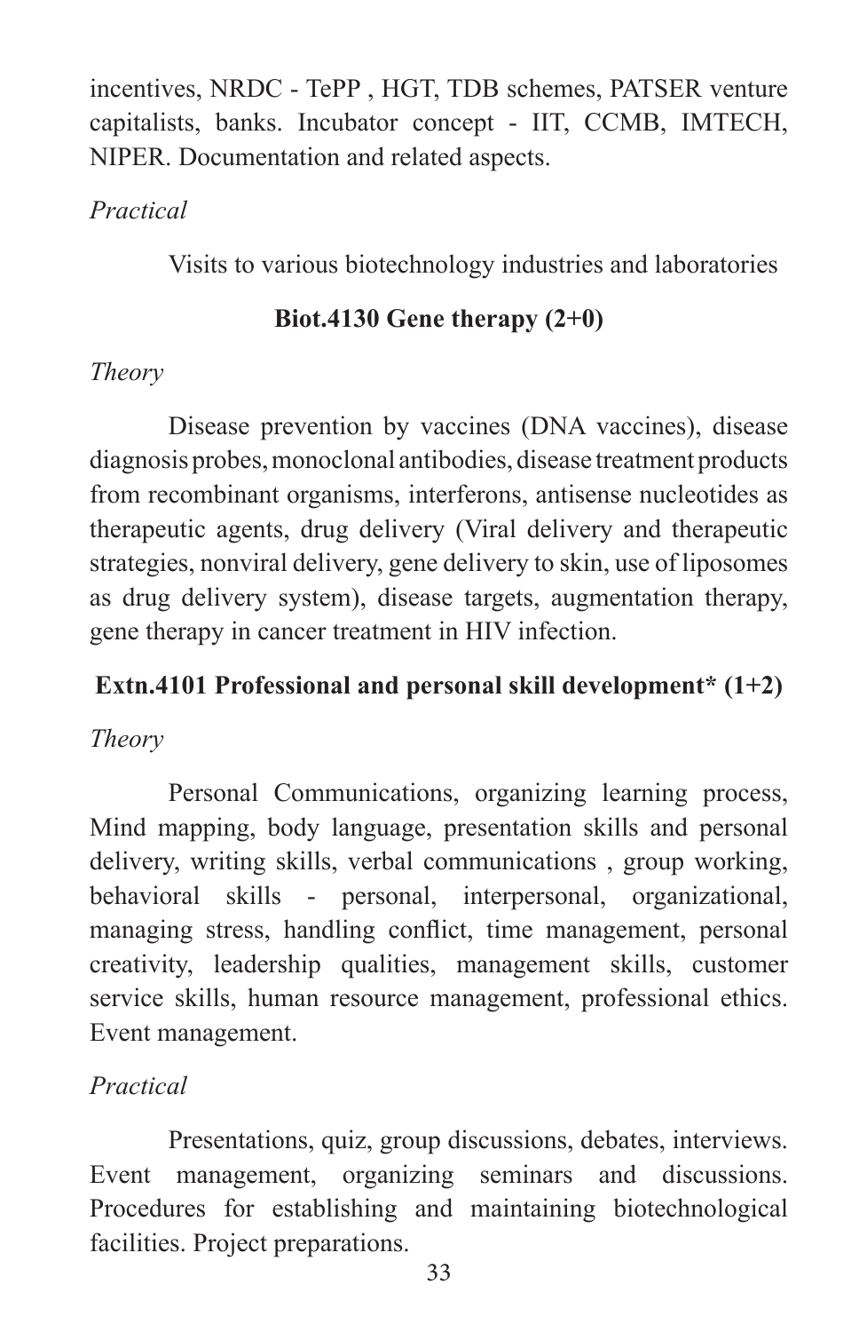incentives, NRDC - TePP , HGT, TDB schemes, PATSER venture capitalists, banks. Incubator concept - IIT, CCMB, IMTECH, NIPER. Documentation and related aspects.

*Practical*

Visits to various biotechnology industries and laboratories

**Biot.4130 Gene therapy (2+0)**

*Theory*

Disease prevention by vaccines (DNA vaccines), disease diagnosis probes, monoclonal antibodies, disease treatment products from recombinant organisms, interferons, antisense nucleotides as therapeutic agents, drug delivery (Viral delivery and therapeutic strategies, nonviral delivery, gene delivery to skin, use of liposomes as drug delivery system), disease targets, augmentation therapy, gene therapy in cancer treatment in HIV infection.

**Extn.4101 Professional and personal skill development* (1+2)**

*Theory*

Personal Communications, organizing learning process, Mind mapping, body language, presentation skills and personal delivery, writing skills, verbal communications , group working, behavioral skills - personal, interpersonal, organizational, managing stress, handling conflict, time management, personal creativity, leadership qualities, management skills, customer service skills, human resource management, professional ethics. Event management.

*Practical*

Presentations, quiz, group discussions, debates, interviews. Event management, organizing seminars and discussions. Procedures for establishing and maintaining biotechnological facilities. Project preparations.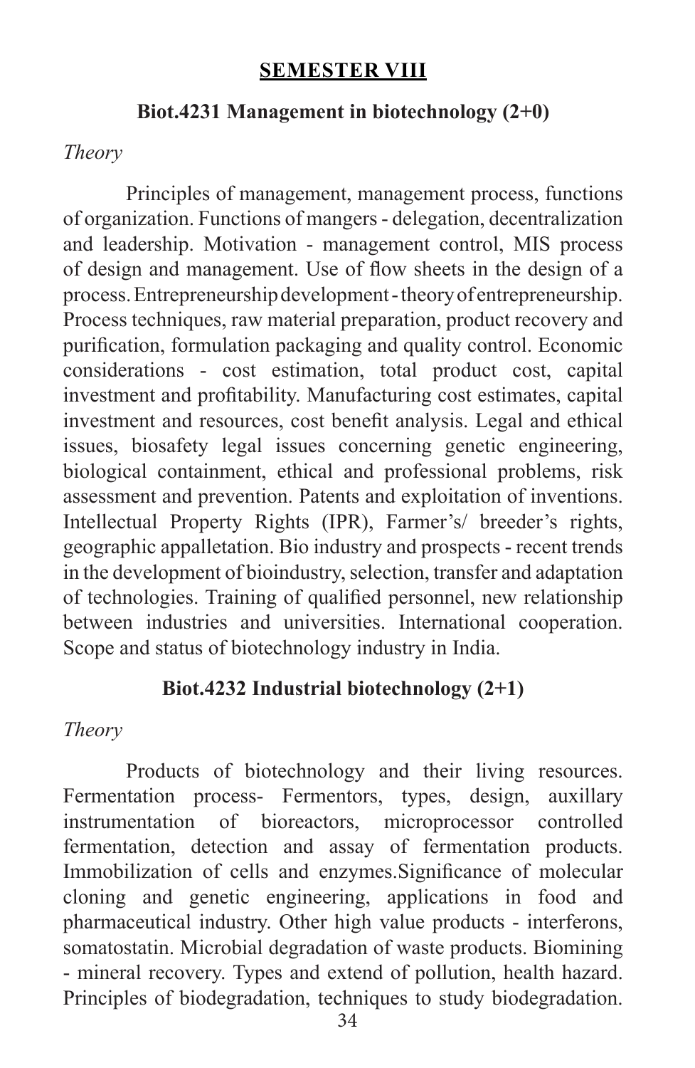## SEMESTER VIII

### Biot.4231 Management in biotechnology (2+0)

*Theory*

Principles of management, management process, functions of organization. Functions of mangers - delegation, decentralization and leadership. Motivation - management control, MIS process of design and management. Use of flow sheets in the design of a process. Entrepreneurship development - theory of entrepreneurship. Process techniques, raw material preparation, product recovery and purification, formulation packaging and quality control. Economic considerations - cost estimation, total product cost, capital investment and profitability. Manufacturing cost estimates, capital investment and resources, cost benefit analysis. Legal and ethical issues, biosafety legal issues concerning genetic engineering, biological containment, ethical and professional problems, risk assessment and prevention. Patents and exploitation of inventions. Intellectual Property Rights (IPR), Farmer's/ breeder's rights, geographic appalletation. Bio industry and prospects - recent trends in the development of bioindustry, selection, transfer and adaptation of technologies. Training of qualified personnel, new relationship between industries and universities. International cooperation. Scope and status of biotechnology industry in India.

### Biot.4232 Industrial biotechnology (2+1)

*Theory*

Products of biotechnology and their living resources. Fermentation process- Fermentors, types, design, auxillary instrumentation of bioreactors, microprocessor controlled fermentation, detection and assay of fermentation products. Immobilization of cells and enzymes.Significance of molecular cloning and genetic engineering, applications in food and pharmaceutical industry. Other high value products - interferons, somatostatin. Microbial degradation of waste products. Biomining - mineral recovery. Types and extend of pollution, health hazard. Principles of biodegradation, techniques to study biodegradation.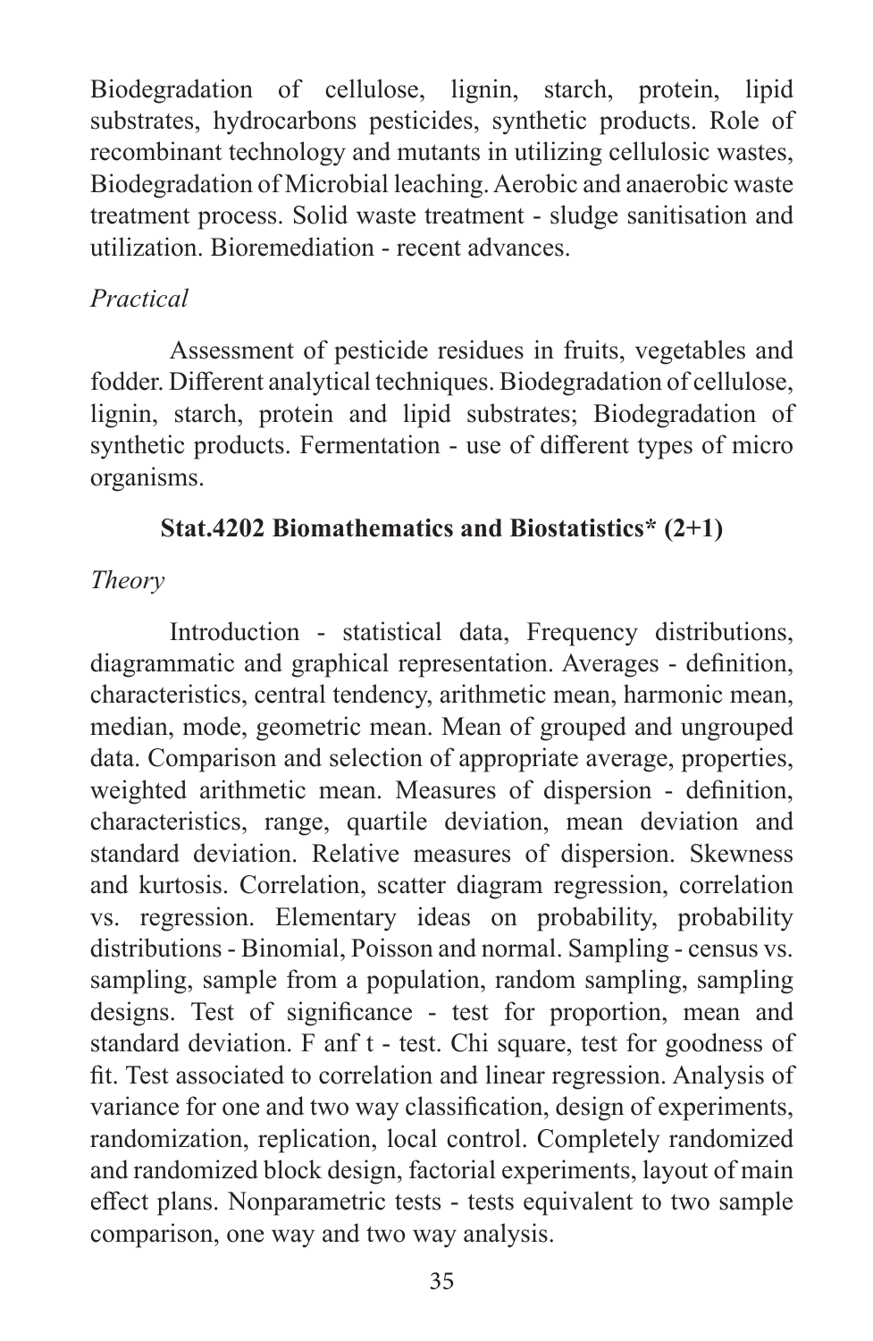Biodegradation of cellulose, lignin, starch, protein, lipid substrates, hydrocarbons pesticides, synthetic products. Role of recombinant technology and mutants in utilizing cellulosic wastes, Biodegradation of Microbial leaching. Aerobic and anaerobic waste treatment process. Solid waste treatment - sludge sanitisation and utilization. Bioremediation - recent advances.

*Practical*

Assessment of pesticide residues in fruits, vegetables and fodder. Different analytical techniques. Biodegradation of cellulose, lignin, starch, protein and lipid substrates; Biodegradation of synthetic products. Fermentation - use of different types of micro organisms.

**Stat.4202 Biomathematics and Biostatistics* (2+1)**

*Theory*

Introduction - statistical data, Frequency distributions, diagrammatic and graphical representation. Averages - definition, characteristics, central tendency, arithmetic mean, harmonic mean, median, mode, geometric mean. Mean of grouped and ungrouped data. Comparison and selection of appropriate average, properties, weighted arithmetic mean. Measures of dispersion - definition, characteristics, range, quartile deviation, mean deviation and standard deviation. Relative measures of dispersion. Skewness and kurtosis. Correlation, scatter diagram regression, correlation vs. regression. Elementary ideas on probability, probability distributions - Binomial, Poisson and normal. Sampling - census vs. sampling, sample from a population, random sampling, sampling designs. Test of significance - test for proportion, mean and standard deviation. F anf t - test. Chi square, test for goodness of fit. Test associated to correlation and linear regression. Analysis of variance for one and two way classification, design of experiments, randomization, replication, local control. Completely randomized and randomized block design, factorial experiments, layout of main effect plans. Nonparametric tests - tests equivalent to two sample comparison, one way and two way analysis.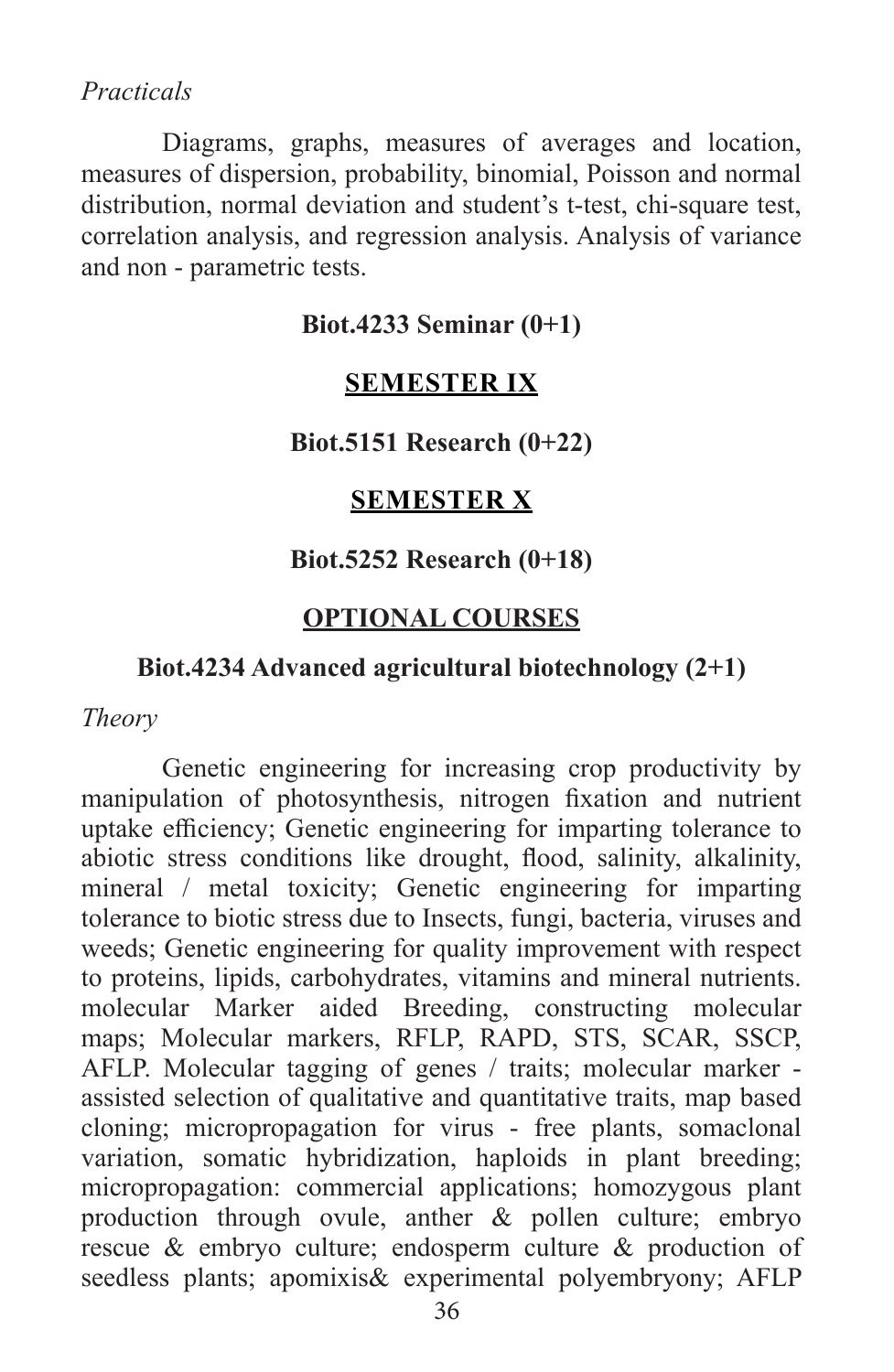*Practicals*

Diagrams, graphs, measures of averages and location, measures of dispersion, probability, binomial, Poisson and normal distribution, normal deviation and student's t-test, chi-square test, correlation analysis, and regression analysis. Analysis of variance and non - parametric tests.

**Biot.4233 Seminar (0+1)**

## SEMESTER IX

**Biot.5151 Research (0+22)**

## SEMESTER X

**Biot.5252 Research (0+18)**

## OPTIONAL COURSES

**Biot.4234 Advanced agricultural biotechnology (2+1)**

*Theory*

Genetic engineering for increasing crop productivity by manipulation of photosynthesis, nitrogen fixation and nutrient uptake efficiency; Genetic engineering for imparting tolerance to abiotic stress conditions like drought, flood, salinity, alkalinity, mineral / metal toxicity; Genetic engineering for imparting tolerance to biotic stress due to Insects, fungi, bacteria, viruses and weeds; Genetic engineering for quality improvement with respect to proteins, lipids, carbohydrates, vitamins and mineral nutrients. molecular Marker aided Breeding, constructing molecular maps; Molecular markers, RFLP, RAPD, STS, SCAR, SSCP, AFLP. Molecular tagging of genes / traits; molecular marker - assisted selection of qualitative and quantitative traits, map based cloning; micropropagation for virus - free plants, somaclonal variation, somatic hybridization, haploids in plant breeding; micropropagation: commercial applications; homozygous plant production through ovule, anther & pollen culture; embryo rescue & embryo culture; endosperm culture & production of seedless plants; apomixis& experimental polyembryony; AFLP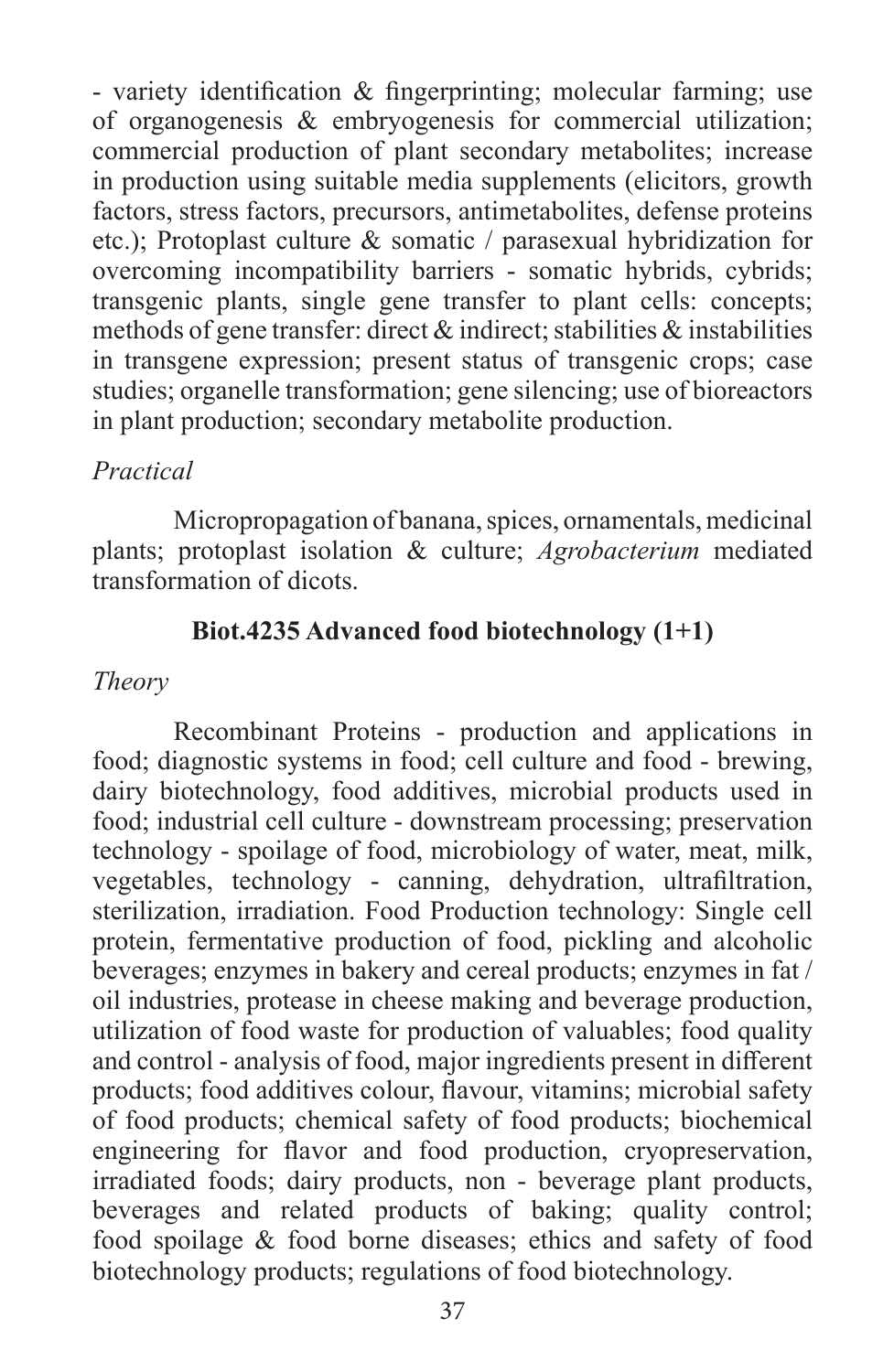- variety identification & fingerprinting; molecular farming; use of organogenesis & embryogenesis for commercial utilization; commercial production of plant secondary metabolites; increase in production using suitable media supplements (elicitors, growth factors, stress factors, precursors, antimetabolites, defense proteins etc.); Protoplast culture & somatic / parasexual hybridization for overcoming incompatibility barriers - somatic hybrids, cybrids; transgenic plants, single gene transfer to plant cells: concepts; methods of gene transfer: direct & indirect; stabilities & instabilities in transgene expression; present status of transgenic crops; case studies; organelle transformation; gene silencing; use of bioreactors in plant production; secondary metabolite production.

*Practical*

Micropropagation of banana, spices, ornamentals, medicinal plants; protoplast isolation & culture; *Agrobacterium* mediated transformation of dicots.

### Biot.4235 Advanced food biotechnology (1+1)

*Theory*

Recombinant Proteins - production and applications in food; diagnostic systems in food; cell culture and food - brewing, dairy biotechnology, food additives, microbial products used in food; industrial cell culture - downstream processing; preservation technology - spoilage of food, microbiology of water, meat, milk, vegetables, technology - canning, dehydration, ultrafiltration, sterilization, irradiation. Food Production technology: Single cell protein, fermentative production of food, pickling and alcoholic beverages; enzymes in bakery and cereal products; enzymes in fat / oil industries, protease in cheese making and beverage production, utilization of food waste for production of valuables; food quality and control - analysis of food, major ingredients present in different products; food additives colour, flavour, vitamins; microbial safety of food products; chemical safety of food products; biochemical engineering for flavor and food production, cryopreservation, irradiated foods; dairy products, non - beverage plant products, beverages and related products of baking; quality control; food spoilage & food borne diseases; ethics and safety of food biotechnology products; regulations of food biotechnology.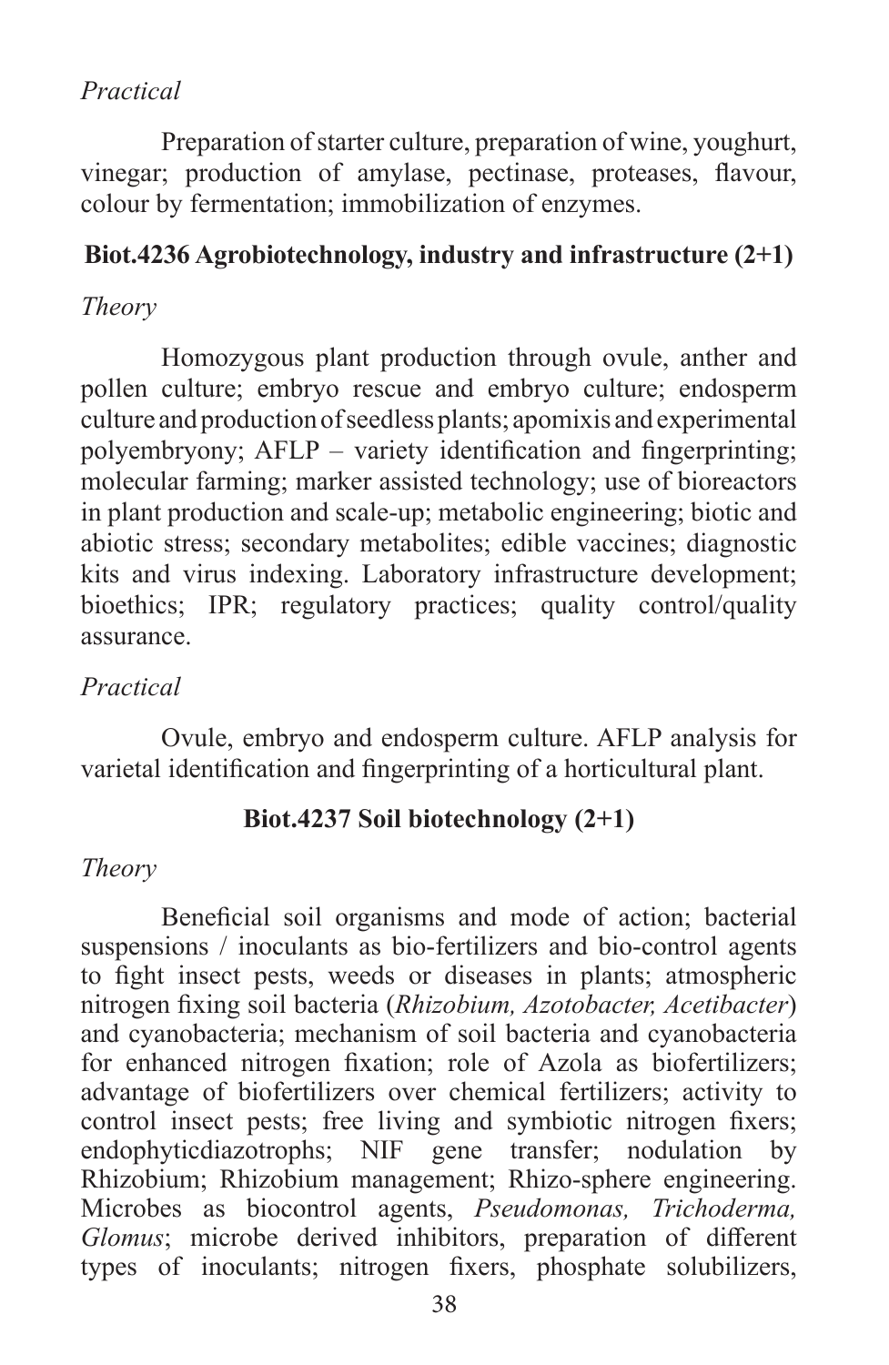*Practical*

Preparation of starter culture, preparation of wine, youghurt, vinegar; production of amylase, pectinase, proteases, flavour, colour by fermentation; immobilization of enzymes.

**Biot.4236 Agrobiotechnology, industry and infrastructure (2+1)**

*Theory*

Homozygous plant production through ovule, anther and pollen culture; embryo rescue and embryo culture; endosperm culture and production of seedless plants; apomixis and experimental polyembryony; AFLP – variety identification and fingerprinting; molecular farming; marker assisted technology; use of bioreactors in plant production and scale-up; metabolic engineering; biotic and abiotic stress; secondary metabolites; edible vaccines; diagnostic kits and virus indexing. Laboratory infrastructure development; bioethics; IPR; regulatory practices; quality control/quality assurance.

*Practical*

Ovule, embryo and endosperm culture. AFLP analysis for varietal identification and fingerprinting of a horticultural plant.

**Biot.4237 Soil biotechnology (2+1)**

*Theory*

Beneficial soil organisms and mode of action; bacterial suspensions / inoculants as bio-fertilizers and bio-control agents to fight insect pests, weeds or diseases in plants; atmospheric nitrogen fixing soil bacteria (*Rhizobium, Azotobacter, Acetibacter*) and cyanobacteria; mechanism of soil bacteria and cyanobacteria for enhanced nitrogen fixation; role of Azola as biofertilizers; advantage of biofertilizers over chemical fertilizers; activity to control insect pests; free living and symbiotic nitrogen fixers; endophyticdiazotrophs; NIF gene transfer; nodulation by Rhizobium; Rhizobium management; Rhizo-sphere engineering. Microbes as biocontrol agents, *Pseudomonas, Trichoderma, Glomus*; microbe derived inhibitors, preparation of different types of inoculants; nitrogen fixers, phosphate solubilizers,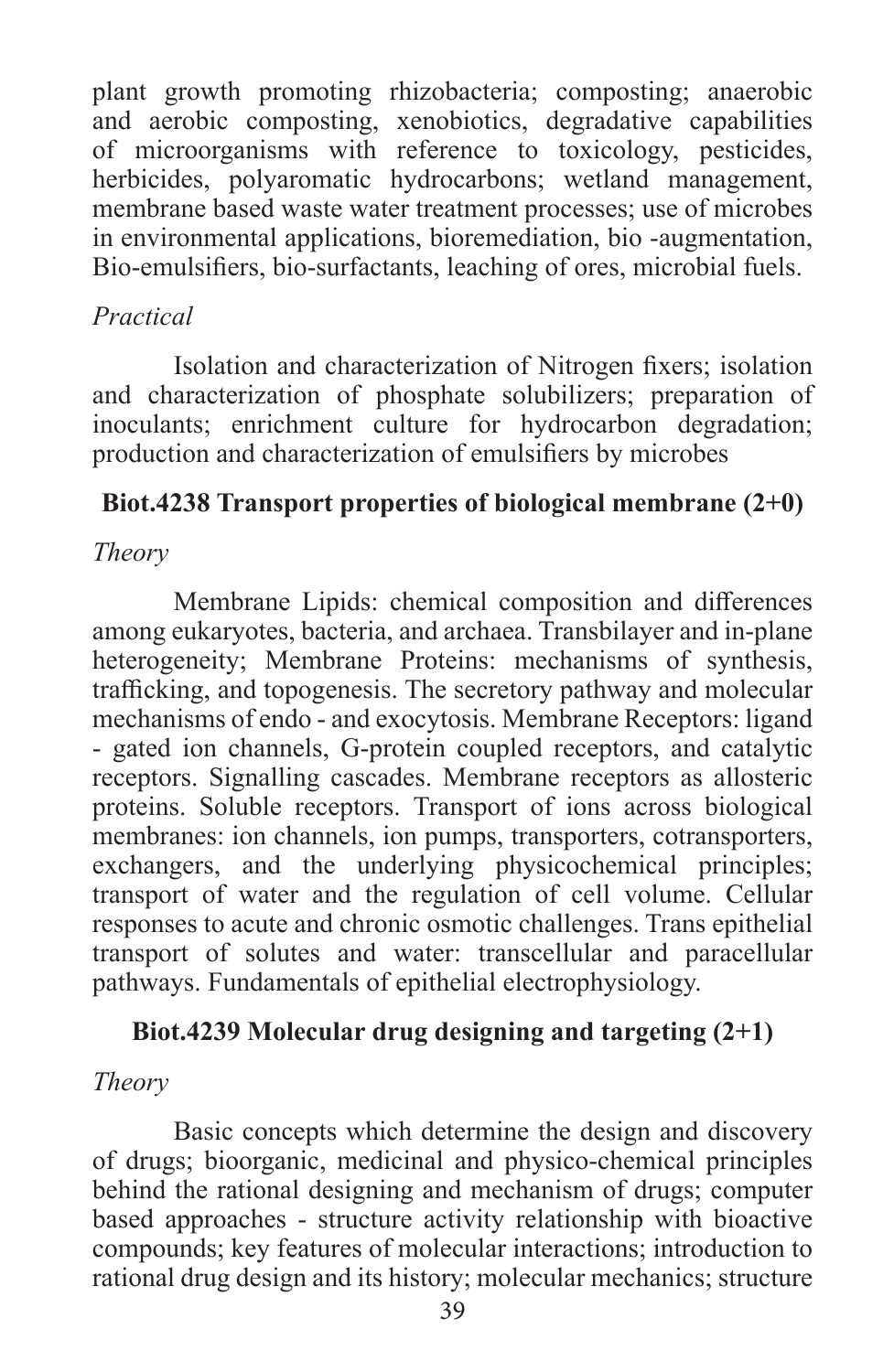plant growth promoting rhizobacteria; composting; anaerobic and aerobic composting, xenobiotics, degradative capabilities of microorganisms with reference to toxicology, pesticides, herbicides, polyaromatic hydrocarbons; wetland management, membrane based waste water treatment processes; use of microbes in environmental applications, bioremediation, bio -augmentation, Bio-emulsifiers, bio-surfactants, leaching of ores, microbial fuels.

*Practical*

Isolation and characterization of Nitrogen fixers; isolation and characterization of phosphate solubilizers; preparation of inoculants; enrichment culture for hydrocarbon degradation; production and characterization of emulsifiers by microbes

**Biot.4238 Transport properties of biological membrane (2+0)**

*Theory*

Membrane Lipids: chemical composition and differences among eukaryotes, bacteria, and archaea. Transbilayer and in-plane heterogeneity; Membrane Proteins: mechanisms of synthesis, trafficking, and topogenesis. The secretory pathway and molecular mechanisms of endo - and exocytosis. Membrane Receptors: ligand - gated ion channels, G-protein coupled receptors, and catalytic receptors. Signalling cascades. Membrane receptors as allosteric proteins. Soluble receptors. Transport of ions across biological membranes: ion channels, ion pumps, transporters, cotransporters, exchangers, and the underlying physicochemical principles; transport of water and the regulation of cell volume. Cellular responses to acute and chronic osmotic challenges. Trans epithelial transport of solutes and water: transcellular and paracellular pathways. Fundamentals of epithelial electrophysiology.

**Biot.4239 Molecular drug designing and targeting (2+1)**

*Theory*

Basic concepts which determine the design and discovery of drugs; bioorganic, medicinal and physico-chemical principles behind the rational designing and mechanism of drugs; computer based approaches - structure activity relationship with bioactive compounds; key features of molecular interactions; introduction to rational drug design and its history; molecular mechanics; structure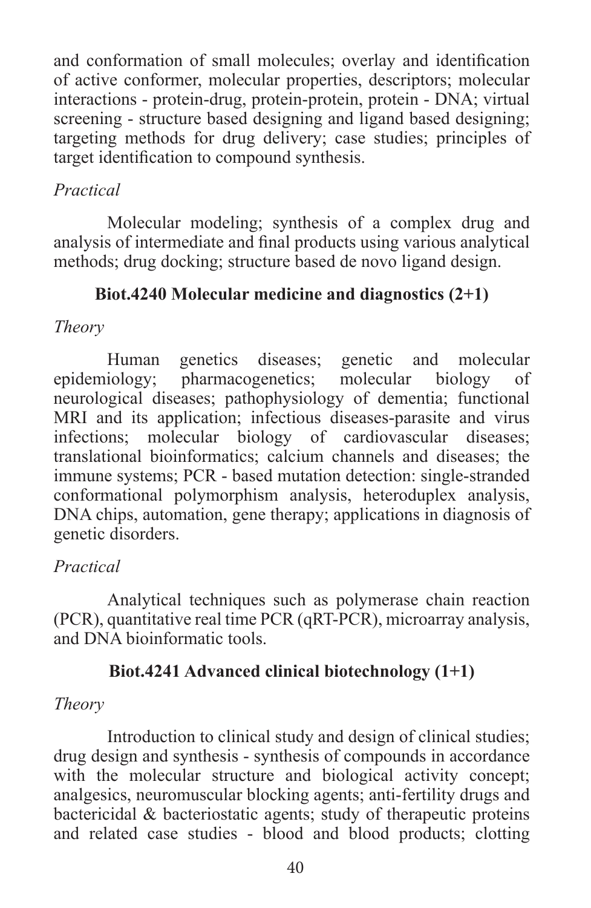and conformation of small molecules; overlay and identification of active conformer, molecular properties, descriptors; molecular interactions - protein-drug, protein-protein, protein - DNA; virtual screening - structure based designing and ligand based designing; targeting methods for drug delivery; case studies; principles of target identification to compound synthesis.

*Practical*

Molecular modeling; synthesis of a complex drug and analysis of intermediate and final products using various analytical methods; drug docking; structure based de novo ligand design.

### Biot.4240 Molecular medicine and diagnostics (2+1)

*Theory*

Human genetics diseases; genetic and molecular epidemiology; pharmacogenetics; molecular biology of neurological diseases; pathophysiology of dementia; functional MRI and its application; infectious diseases-parasite and virus infections; molecular biology of cardiovascular diseases; translational bioinformatics; calcium channels and diseases; the immune systems; PCR - based mutation detection: single-stranded conformational polymorphism analysis, heteroduplex analysis, DNA chips, automation, gene therapy; applications in diagnosis of genetic disorders.

*Practical*

Analytical techniques such as polymerase chain reaction (PCR), quantitative real time PCR (qRT-PCR), microarray analysis, and DNA bioinformatic tools.

### Biot.4241 Advanced clinical biotechnology (1+1)

*Theory*

Introduction to clinical study and design of clinical studies; drug design and synthesis - synthesis of compounds in accordance with the molecular structure and biological activity concept; analgesics, neuromuscular blocking agents; anti-fertility drugs and bactericidal & bacteriostatic agents; study of therapeutic proteins and related case studies - blood and blood products; clotting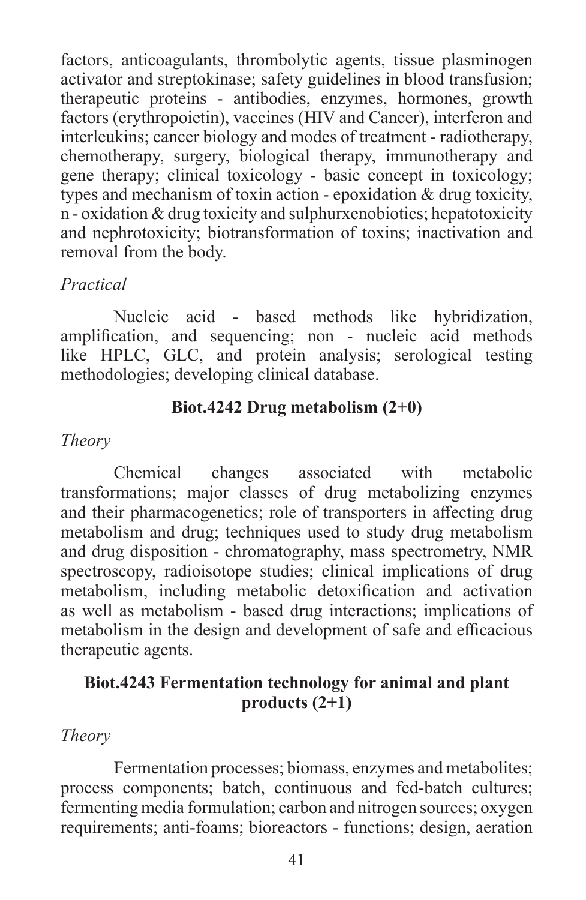factors, anticoagulants, thrombolytic agents, tissue plasminogen activator and streptokinase; safety guidelines in blood transfusion; therapeutic proteins - antibodies, enzymes, hormones, growth factors (erythropoietin), vaccines (HIV and Cancer), interferon and interleukins; cancer biology and modes of treatment - radiotherapy, chemotherapy, surgery, biological therapy, immunotherapy and gene therapy; clinical toxicology - basic concept in toxicology; types and mechanism of toxin action - epoxidation & drug toxicity, n - oxidation & drug toxicity and sulphurxenobiotics; hepatotoxicity and nephrotoxicity; biotransformation of toxins; inactivation and removal from the body.

*Practical*

Nucleic acid - based methods like hybridization, amplification, and sequencing; non - nucleic acid methods like HPLC, GLC, and protein analysis; serological testing methodologies; developing clinical database.

**Biot.4242 Drug metabolism (2+0)**

*Theory*

Chemical changes associated with metabolic transformations; major classes of drug metabolizing enzymes and their pharmacogenetics; role of transporters in affecting drug metabolism and drug; techniques used to study drug metabolism and drug disposition - chromatography, mass spectrometry, NMR spectroscopy, radioisotope studies; clinical implications of drug metabolism, including metabolic detoxification and activation as well as metabolism - based drug interactions; implications of metabolism in the design and development of safe and efficacious therapeutic agents.

**Biot.4243 Fermentation technology for animal and plant products (2+1)**

*Theory*

Fermentation processes; biomass, enzymes and metabolites; process components; batch, continuous and fed-batch cultures; fermenting media formulation; carbon and nitrogen sources; oxygen requirements; anti-foams; bioreactors - functions; design, aeration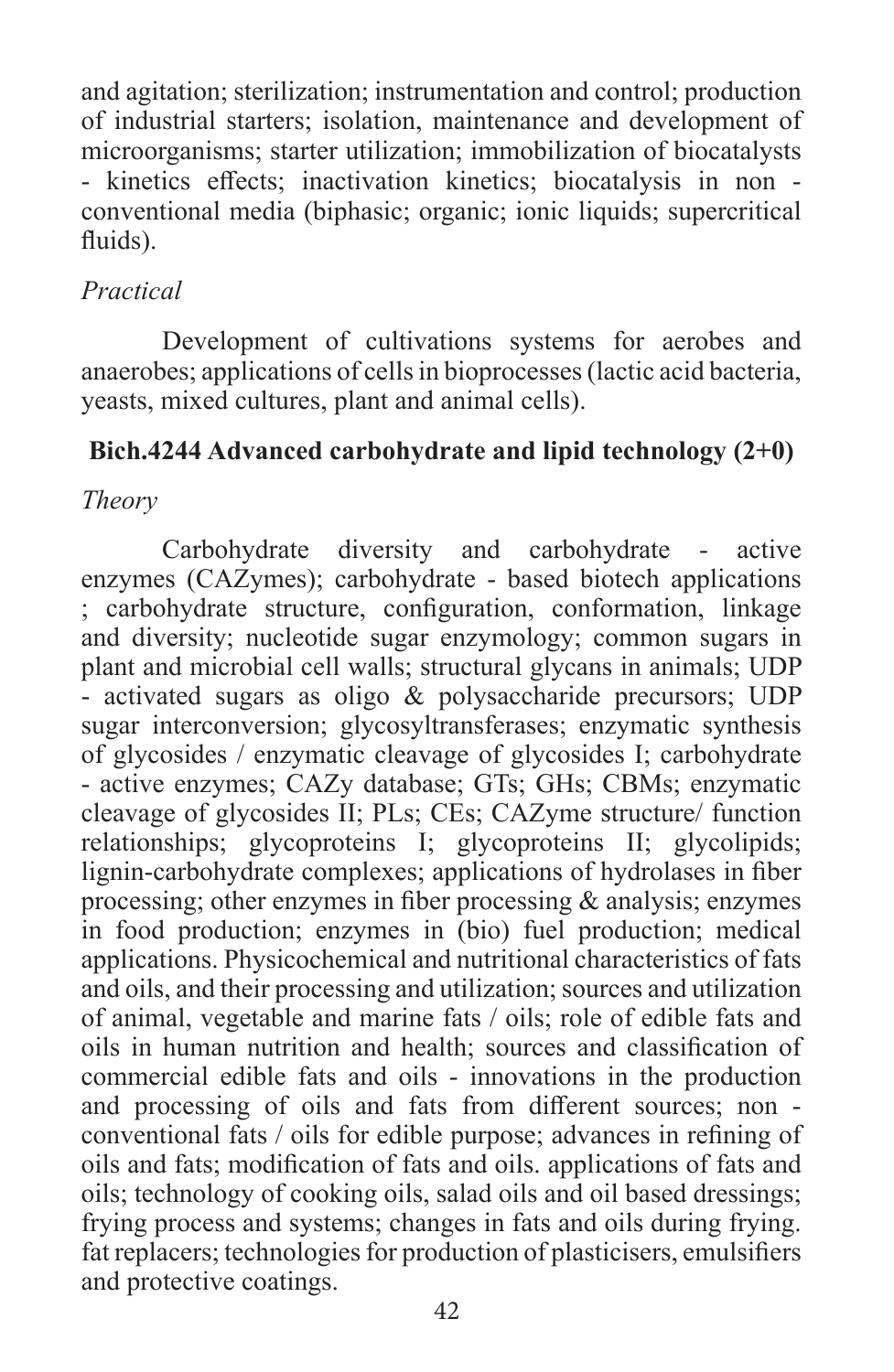and agitation; sterilization; instrumentation and control; production of industrial starters; isolation, maintenance and development of microorganisms; starter utilization; immobilization of biocatalysts - kinetics effects; inactivation kinetics; biocatalysis in non - conventional media (biphasic; organic; ionic liquids; supercritical fluids).

*Practical*

Development of cultivations systems for aerobes and anaerobes; applications of cells in bioprocesses (lactic acid bacteria, yeasts, mixed cultures, plant and animal cells).

**Bich.4244 Advanced carbohydrate and lipid technology (2+0)**

*Theory*

Carbohydrate diversity and carbohydrate - active enzymes (CAZymes); carbohydrate - based biotech applications ; carbohydrate structure, configuration, conformation, linkage and diversity; nucleotide sugar enzymology; common sugars in plant and microbial cell walls; structural glycans in animals; UDP - activated sugars as oligo & polysaccharide precursors; UDP sugar interconversion; glycosyltransferases; enzymatic synthesis of glycosides / enzymatic cleavage of glycosides I; carbohydrate - active enzymes; CAZy database; GTs; GHs; CBMs; enzymatic cleavage of glycosides II; PLs; CEs; CAZyme structure/ function relationships; glycoproteins I; glycoproteins II; glycolipids; lignin-carbohydrate complexes; applications of hydrolases in fiber processing; other enzymes in fiber processing & analysis; enzymes in food production; enzymes in (bio) fuel production; medical applications. Physicochemical and nutritional characteristics of fats and oils, and their processing and utilization; sources and utilization of animal, vegetable and marine fats / oils; role of edible fats and oils in human nutrition and health; sources and classification of commercial edible fats and oils - innovations in the production and processing of oils and fats from different sources; non - conventional fats / oils for edible purpose; advances in refining of oils and fats; modification of fats and oils. applications of fats and oils; technology of cooking oils, salad oils and oil based dressings; frying process and systems; changes in fats and oils during frying. fat replacers; technologies for production of plasticisers, emulsifiers and protective coatings.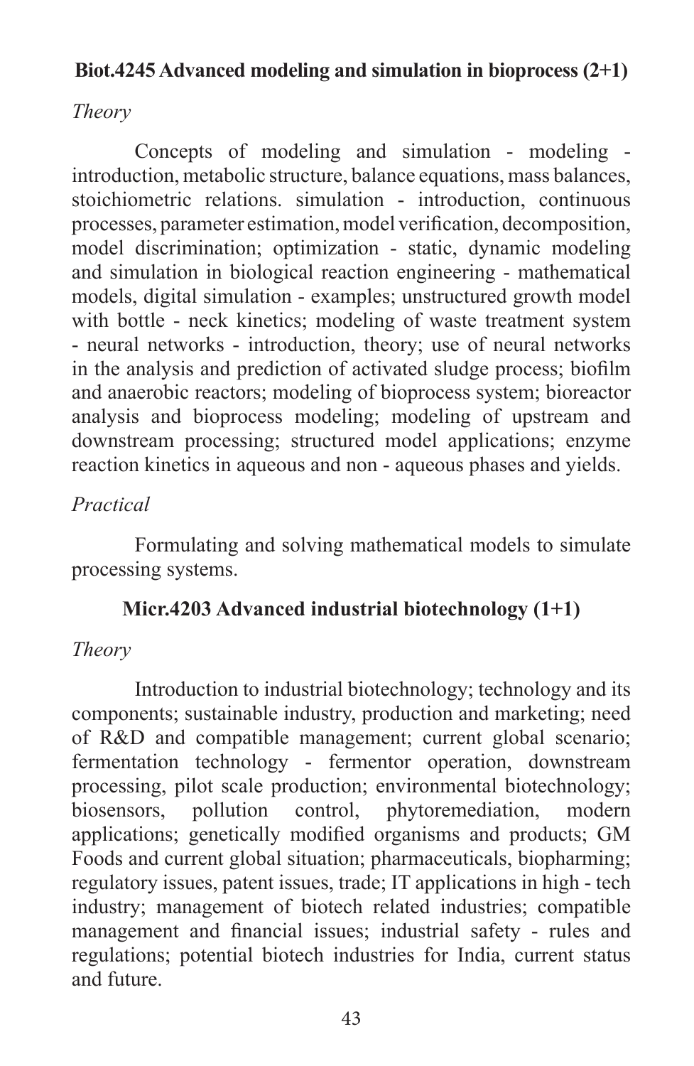**Biot.4245 Advanced modeling and simulation in bioprocess (2+1)**

*Theory*

Concepts of modeling and simulation - modeling - introduction, metabolic structure, balance equations, mass balances, stoichiometric relations. simulation - introduction, continuous processes, parameter estimation, model verification, decomposition, model discrimination; optimization - static, dynamic modeling and simulation in biological reaction engineering - mathematical models, digital simulation - examples; unstructured growth model with bottle - neck kinetics; modeling of waste treatment system - neural networks - introduction, theory; use of neural networks in the analysis and prediction of activated sludge process; biofilm and anaerobic reactors; modeling of bioprocess system; bioreactor analysis and bioprocess modeling; modeling of upstream and downstream processing; structured model applications; enzyme reaction kinetics in aqueous and non - aqueous phases and yields.

*Practical*

Formulating and solving mathematical models to simulate processing systems.

**Micr.4203 Advanced industrial biotechnology (1+1)**

*Theory*

Introduction to industrial biotechnology; technology and its components; sustainable industry, production and marketing; need of R&D and compatible management; current global scenario; fermentation technology - fermentor operation, downstream processing, pilot scale production; environmental biotechnology; biosensors, pollution control, phytoremediation, modern applications; genetically modified organisms and products; GM Foods and current global situation; pharmaceuticals, biopharming; regulatory issues, patent issues, trade; IT applications in high - tech industry; management of biotech related industries; compatible management and financial issues; industrial safety - rules and regulations; potential biotech industries for India, current status and future.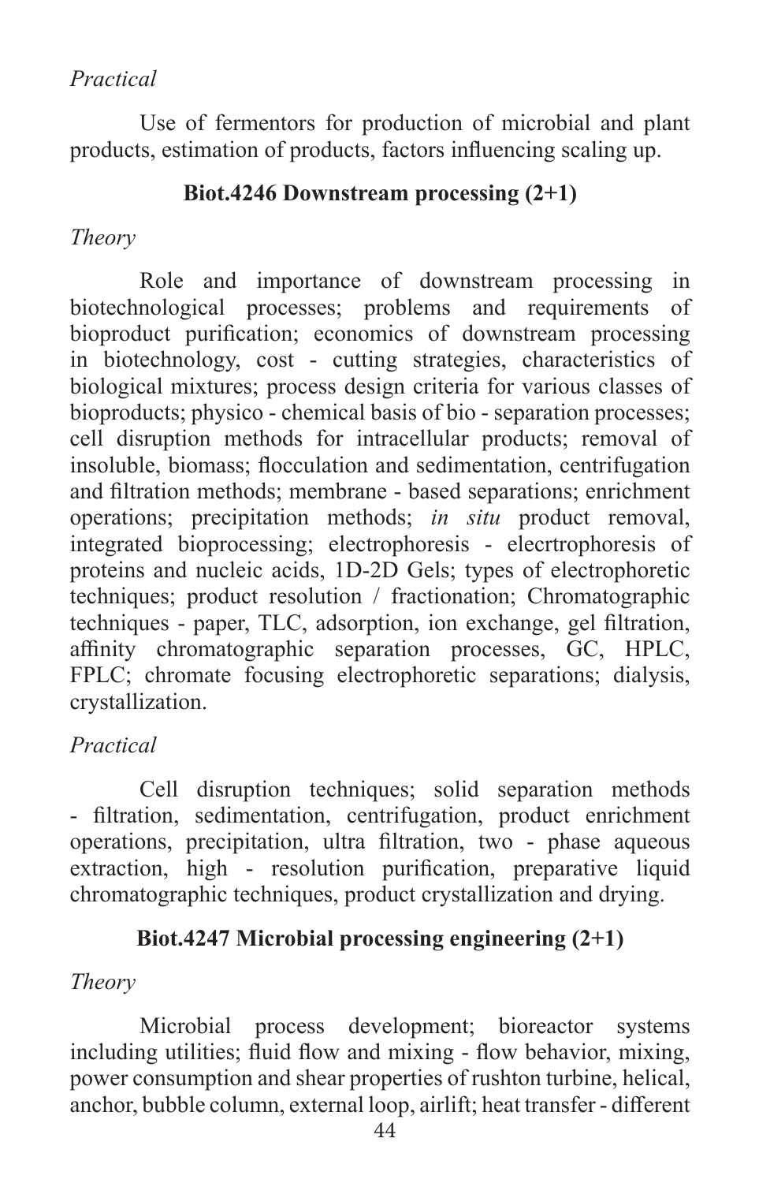*Practical*

Use of fermentors for production of microbial and plant products, estimation of products, factors influencing scaling up.

### Biot.4246 Downstream processing (2+1)

*Theory*

Role and importance of downstream processing in biotechnological processes; problems and requirements of bioproduct purification; economics of downstream processing in biotechnology, cost - cutting strategies, characteristics of biological mixtures; process design criteria for various classes of bioproducts; physico - chemical basis of bio - separation processes; cell disruption methods for intracellular products; removal of insoluble, biomass; flocculation and sedimentation, centrifugation and filtration methods; membrane - based separations; enrichment operations; precipitation methods; *in situ* product removal, integrated bioprocessing; electrophoresis - elecrtrophoresis of proteins and nucleic acids, 1D-2D Gels; types of electrophoretic techniques; product resolution / fractionation; Chromatographic techniques - paper, TLC, adsorption, ion exchange, gel filtration, affinity chromatographic separation processes, GC, HPLC, FPLC; chromate focusing electrophoretic separations; dialysis, crystallization.

*Practical*

Cell disruption techniques; solid separation methods - filtration, sedimentation, centrifugation, product enrichment operations, precipitation, ultra filtration, two - phase aqueous extraction, high - resolution purification, preparative liquid chromatographic techniques, product crystallization and drying.

### Biot.4247 Microbial processing engineering (2+1)

*Theory*

Microbial process development; bioreactor systems including utilities; fluid flow and mixing - flow behavior, mixing, power consumption and shear properties of rushton turbine, helical, anchor, bubble column, external loop, airlift; heat transfer - different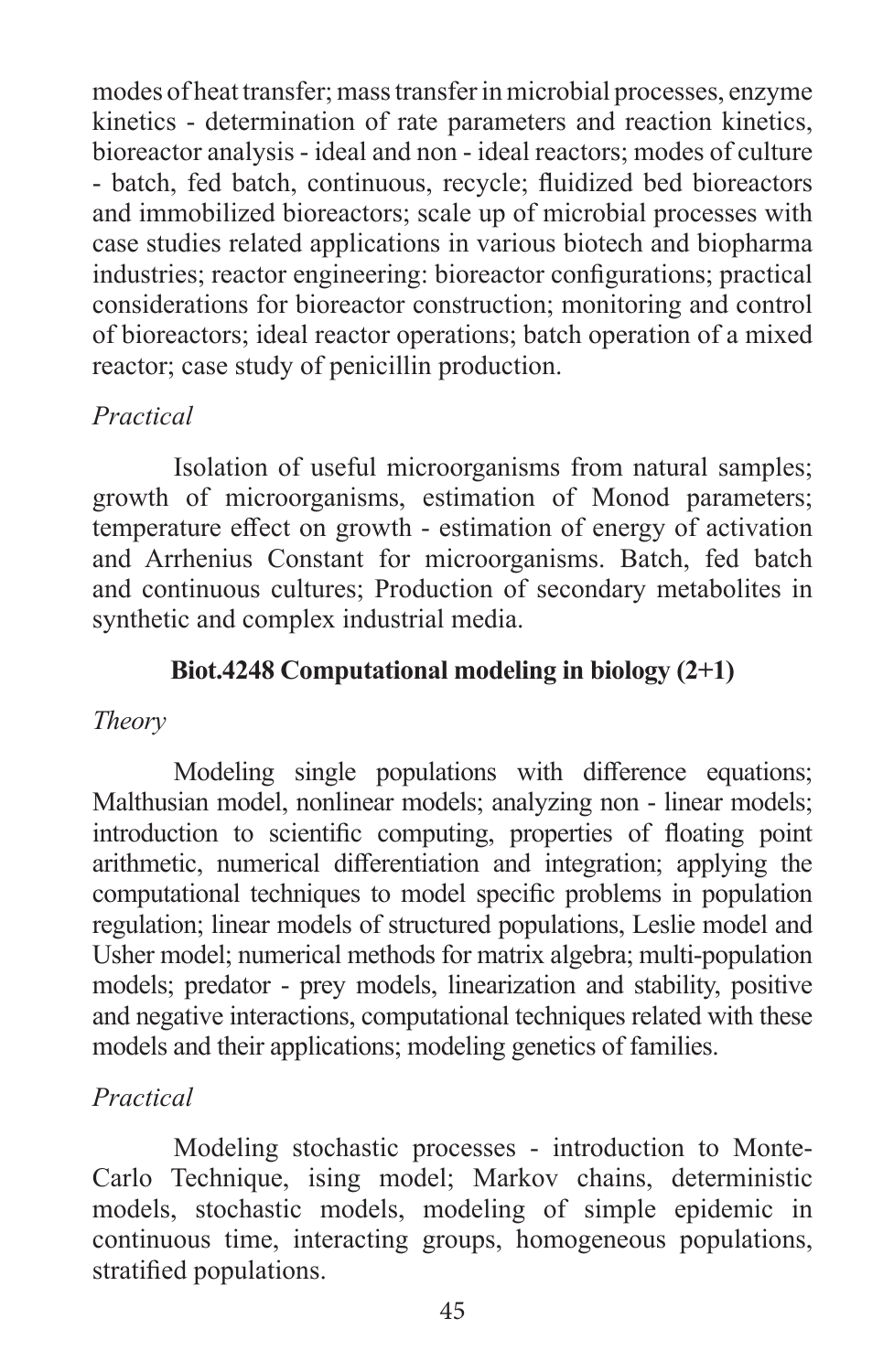modes of heat transfer; mass transfer in microbial processes, enzyme kinetics - determination of rate parameters and reaction kinetics, bioreactor analysis - ideal and non - ideal reactors; modes of culture - batch, fed batch, continuous, recycle; fluidized bed bioreactors and immobilized bioreactors; scale up of microbial processes with case studies related applications in various biotech and biopharma industries; reactor engineering: bioreactor configurations; practical considerations for bioreactor construction; monitoring and control of bioreactors; ideal reactor operations; batch operation of a mixed reactor; case study of penicillin production.

*Practical*

Isolation of useful microorganisms from natural samples; growth of microorganisms, estimation of Monod parameters; temperature effect on growth - estimation of energy of activation and Arrhenius Constant for microorganisms. Batch, fed batch and continuous cultures; Production of secondary metabolites in synthetic and complex industrial media.

### Biot.4248 Computational modeling in biology (2+1)

*Theory*

Modeling single populations with difference equations; Malthusian model, nonlinear models; analyzing non - linear models; introduction to scientific computing, properties of floating point arithmetic, numerical differentiation and integration; applying the computational techniques to model specific problems in population regulation; linear models of structured populations, Leslie model and Usher model; numerical methods for matrix algebra; multi-population models; predator - prey models, linearization and stability, positive and negative interactions, computational techniques related with these models and their applications; modeling genetics of families.

*Practical*

Modeling stochastic processes - introduction to Monte-Carlo Technique, ising model; Markov chains, deterministic models, stochastic models, modeling of simple epidemic in continuous time, interacting groups, homogeneous populations, stratified populations.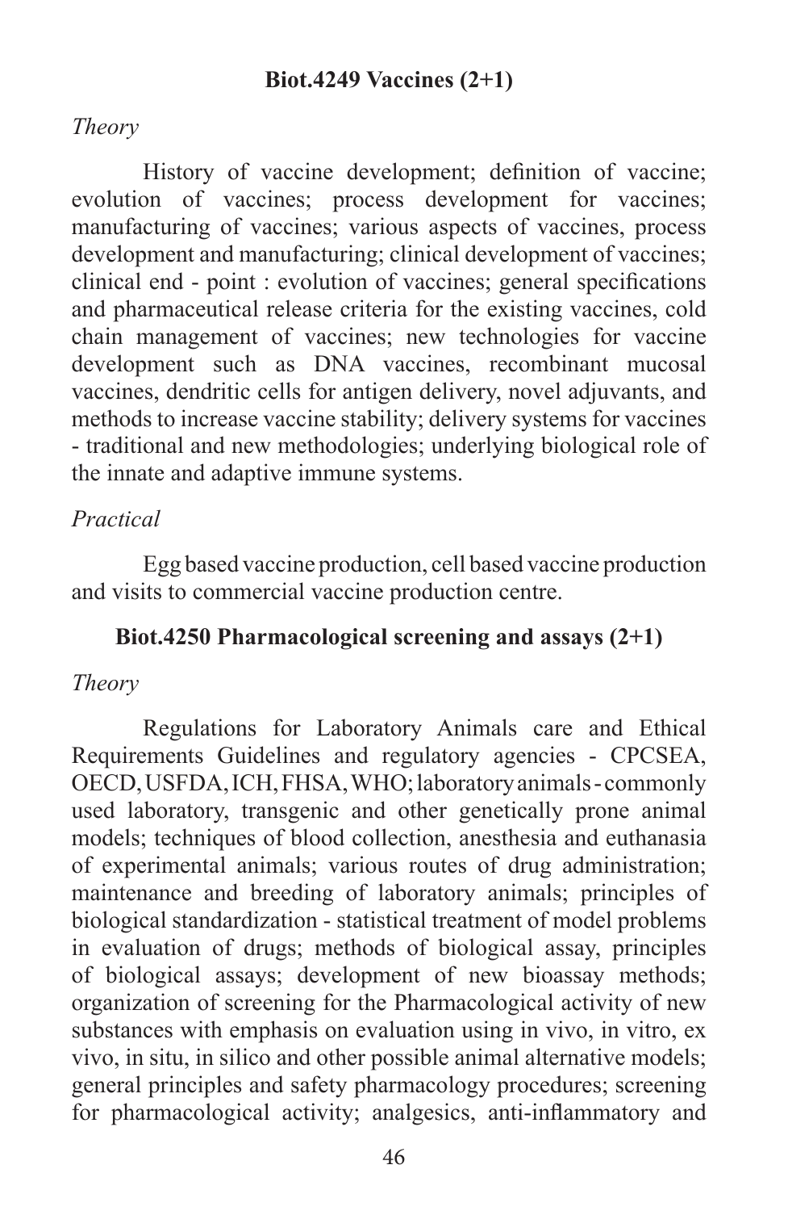**Biot.4249 Vaccines (2+1)**

*Theory*

History of vaccine development; definition of vaccine; evolution of vaccines; process development for vaccines; manufacturing of vaccines; various aspects of vaccines, process development and manufacturing; clinical development of vaccines; clinical end - point : evolution of vaccines; general specifications and pharmaceutical release criteria for the existing vaccines, cold chain management of vaccines; new technologies for vaccine development such as DNA vaccines, recombinant mucosal vaccines, dendritic cells for antigen delivery, novel adjuvants, and methods to increase vaccine stability; delivery systems for vaccines - traditional and new methodologies; underlying biological role of the innate and adaptive immune systems.

*Practical*

Egg based vaccine production, cell based vaccine production and visits to commercial vaccine production centre.

**Biot.4250 Pharmacological screening and assays (2+1)**

*Theory*

Regulations for Laboratory Animals care and Ethical Requirements Guidelines and regulatory agencies - CPCSEA, OECD, USFDA, ICH, FHSA, WHO; laboratory animals - commonly used laboratory, transgenic and other genetically prone animal models; techniques of blood collection, anesthesia and euthanasia of experimental animals; various routes of drug administration; maintenance and breeding of laboratory animals; principles of biological standardization - statistical treatment of model problems in evaluation of drugs; methods of biological assay, principles of biological assays; development of new bioassay methods; organization of screening for the Pharmacological activity of new substances with emphasis on evaluation using in vivo, in vitro, ex vivo, in situ, in silico and other possible animal alternative models; general principles and safety pharmacology procedures; screening for pharmacological activity; analgesics, anti-inflammatory and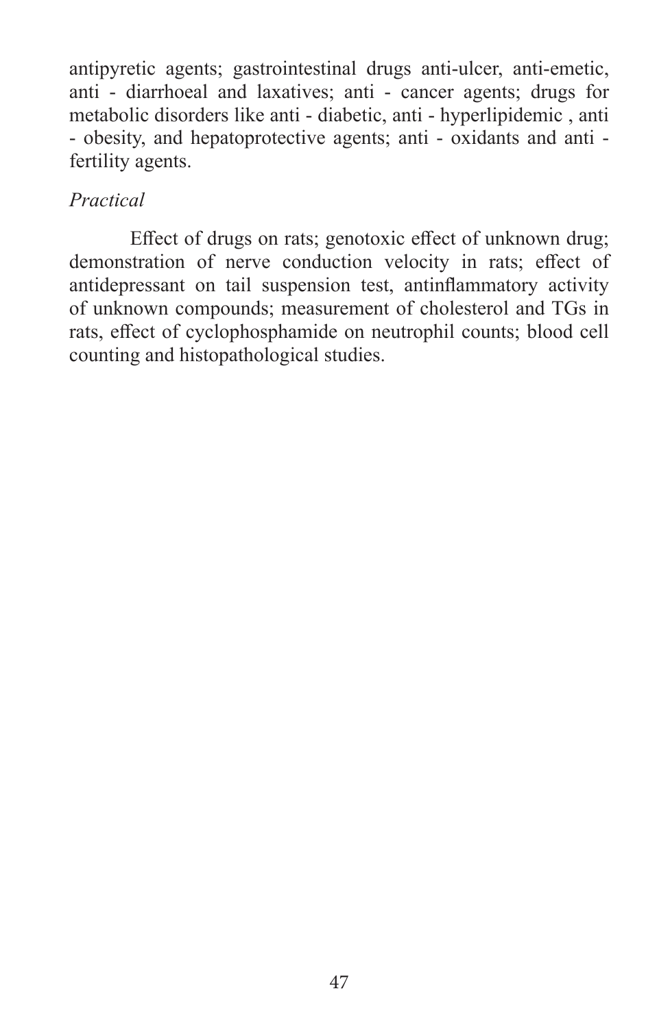antipyretic agents; gastrointestinal drugs anti-ulcer, anti-emetic, anti - diarrhoeal and laxatives; anti - cancer agents; drugs for metabolic disorders like anti - diabetic, anti - hyperlipidemic , anti - obesity, and hepatoprotective agents; anti - oxidants and anti - fertility agents.

*Practical*

Effect of drugs on rats; genotoxic effect of unknown drug; demonstration of nerve conduction velocity in rats; effect of antidepressant on tail suspension test, antinflammatory activity of unknown compounds; measurement of cholesterol and TGs in rats, effect of cyclophosphamide on neutrophil counts; blood cell counting and histopathological studies.